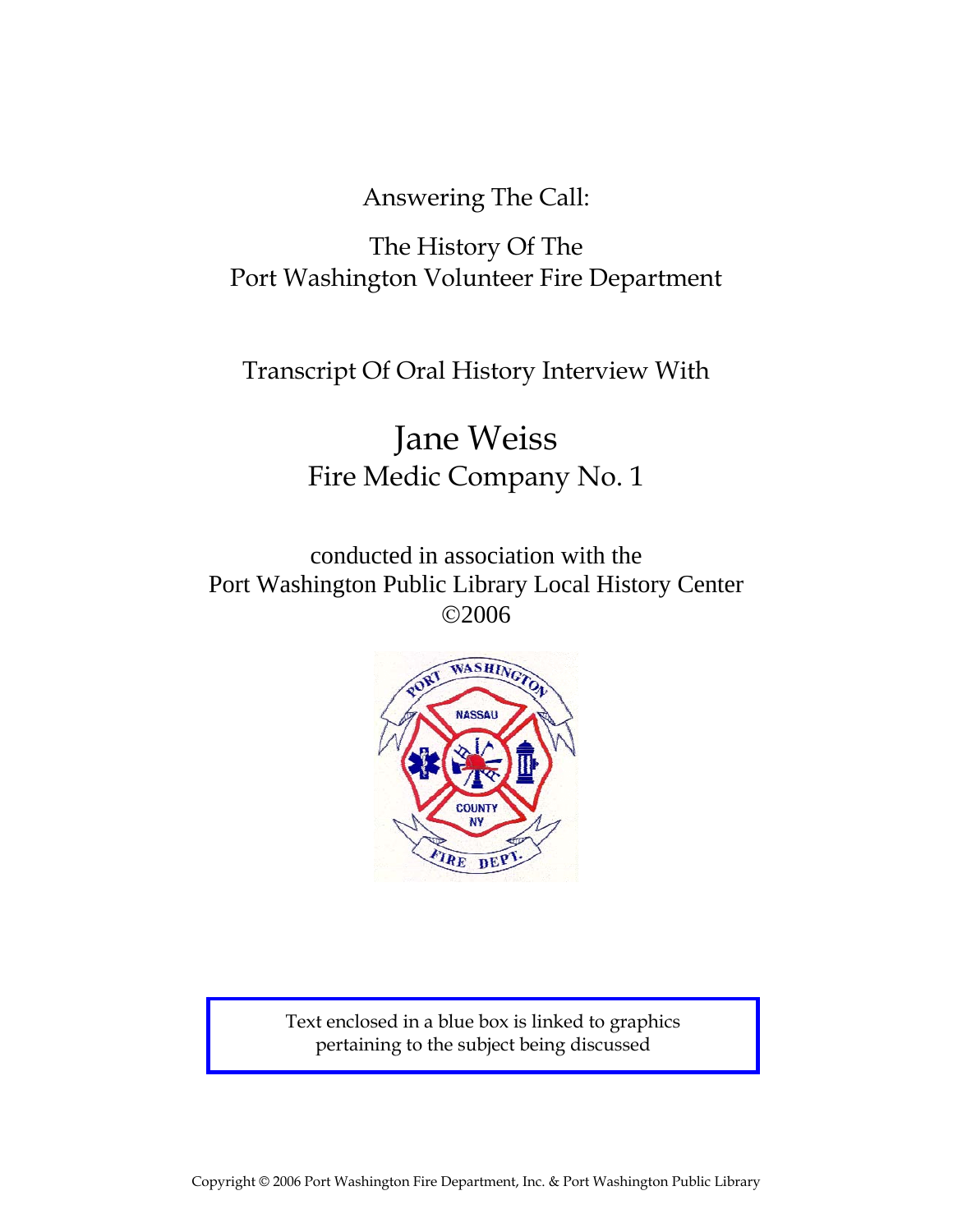Answering The Call:

The History Of The
Port Washington Volunteer Fire Department

Transcript Of Oral History Interview With

# Jane Weiss

## Fire Medic Company No. 1

conducted in association with the
Port Washington Public Library Local History Center
©2006

Text enclosed in a blue box is linked to graphics pertaining to the subject being discussed

Copyright © 2006 Port Washington Fire Department, Inc. & Port Washington Public Library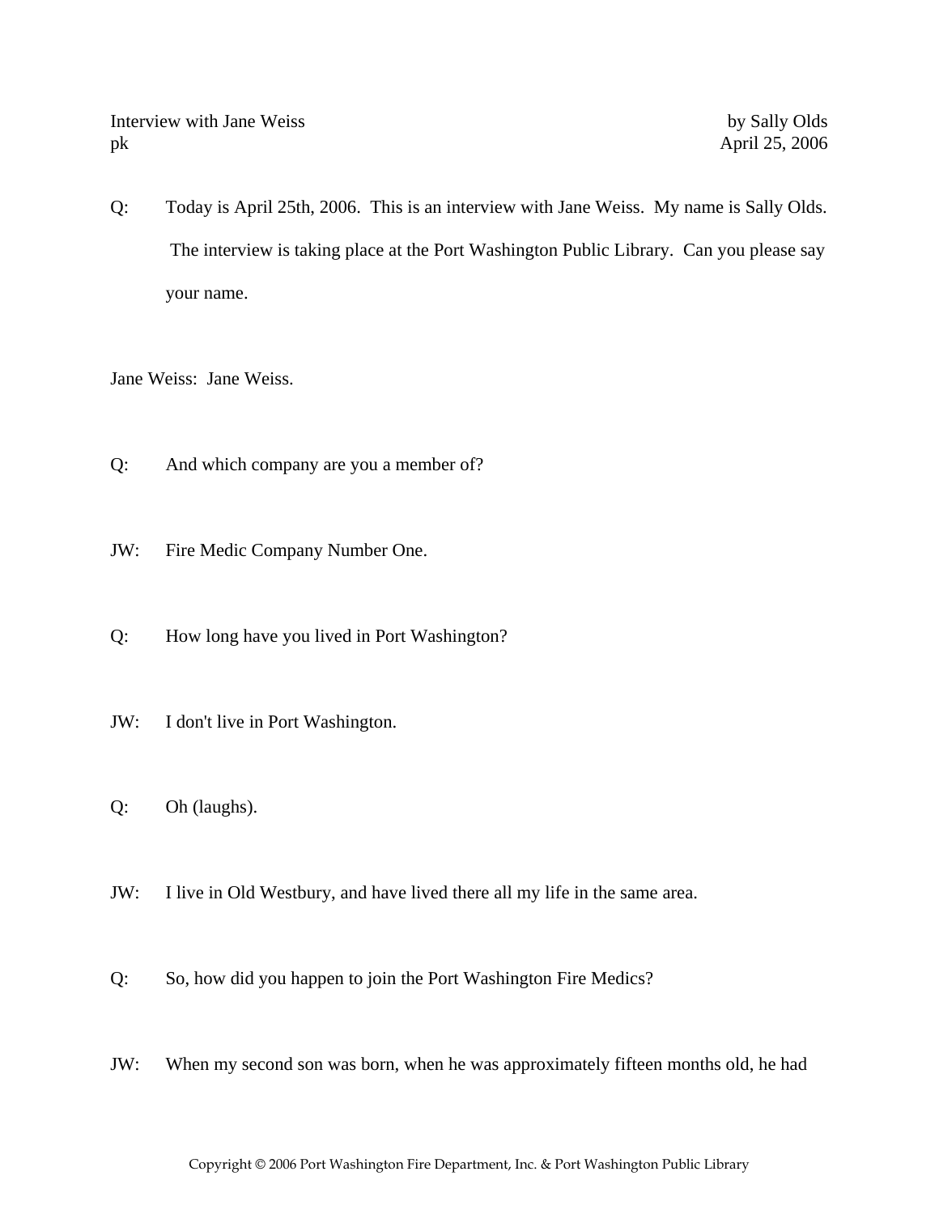Interview with Jane Weiss by Sally Olds
pk April 25, 2006

Q: Today is April 25th, 2006. This is an interview with Jane Weiss. My name is Sally Olds. The interview is taking place at the Port Washington Public Library. Can you please say your name.

Jane Weiss: Jane Weiss.

Q: And which company are you a member of?

JW: Fire Medic Company Number One.

Q: How long have you lived in Port Washington?

JW: I don't live in Port Washington.

Q: Oh (laughs).

JW: I live in Old Westbury, and have lived there all my life in the same area.

Q: So, how did you happen to join the Port Washington Fire Medics?

JW: When my second son was born, when he was approximately fifteen months old, he had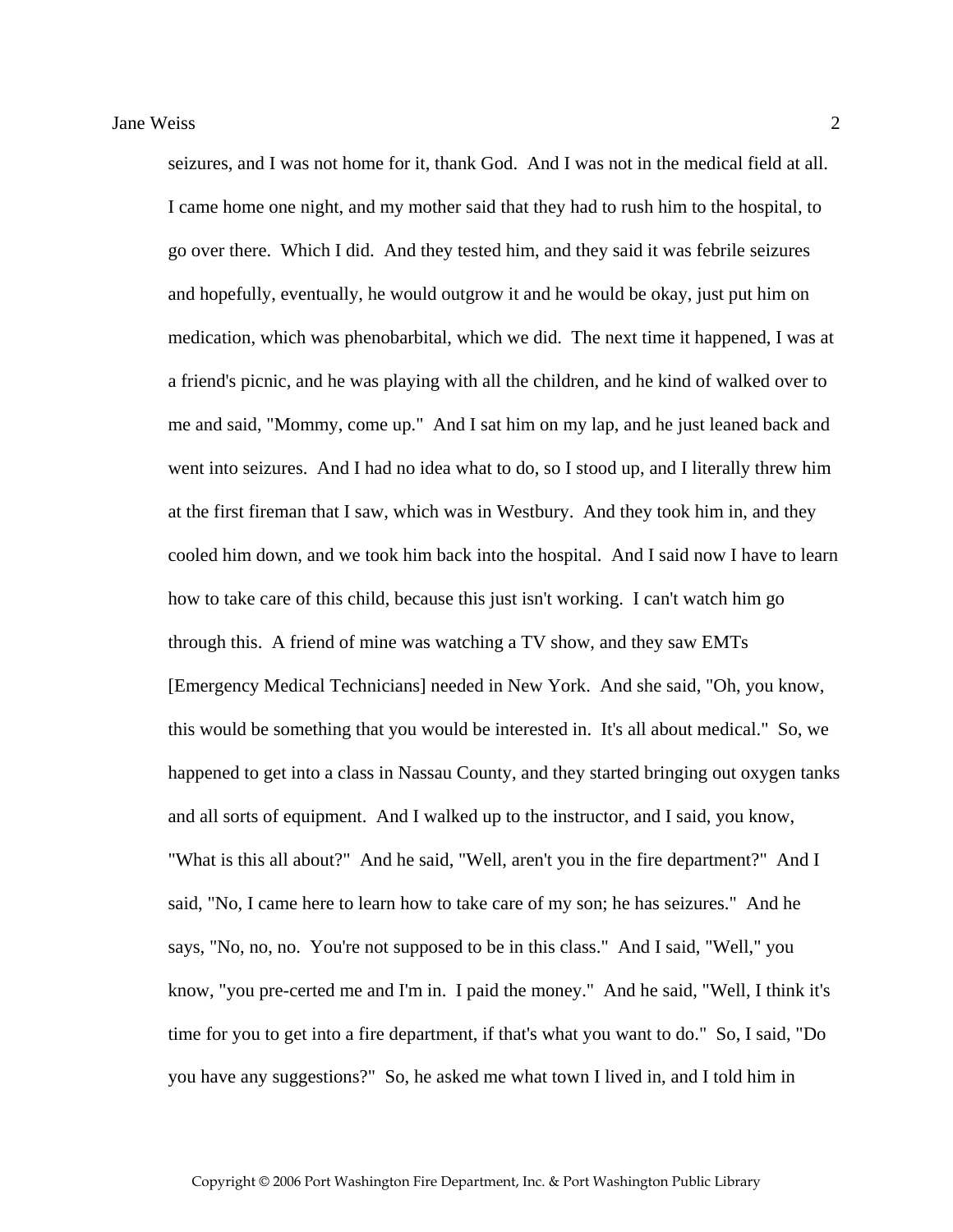seizures, and I was not home for it, thank God. And I was not in the medical field at all. I came home one night, and my mother said that they had to rush him to the hospital, to go over there. Which I did. And they tested him, and they said it was febrile seizures and hopefully, eventually, he would outgrow it and he would be okay, just put him on medication, which was phenobarbital, which we did. The next time it happened, I was at a friend's picnic, and he was playing with all the children, and he kind of walked over to me and said, "Mommy, come up." And I sat him on my lap, and he just leaned back and went into seizures. And I had no idea what to do, so I stood up, and I literally threw him at the first fireman that I saw, which was in Westbury. And they took him in, and they cooled him down, and we took him back into the hospital. And I said now I have to learn how to take care of this child, because this just isn't working. I can't watch him go through this. A friend of mine was watching a TV show, and they saw EMTs [Emergency Medical Technicians] needed in New York. And she said, "Oh, you know, this would be something that you would be interested in. It's all about medical." So, we happened to get into a class in Nassau County, and they started bringing out oxygen tanks and all sorts of equipment. And I walked up to the instructor, and I said, you know, "What is this all about?" And he said, "Well, aren't you in the fire department?" And I said, "No, I came here to learn how to take care of my son; he has seizures." And he says, "No, no, no. You're not supposed to be in this class." And I said, "Well," you know, "you pre-certed me and I'm in. I paid the money." And he said, "Well, I think it's time for you to get into a fire department, if that's what you want to do." So, I said, "Do you have any suggestions?" So, he asked me what town I lived in, and I told him in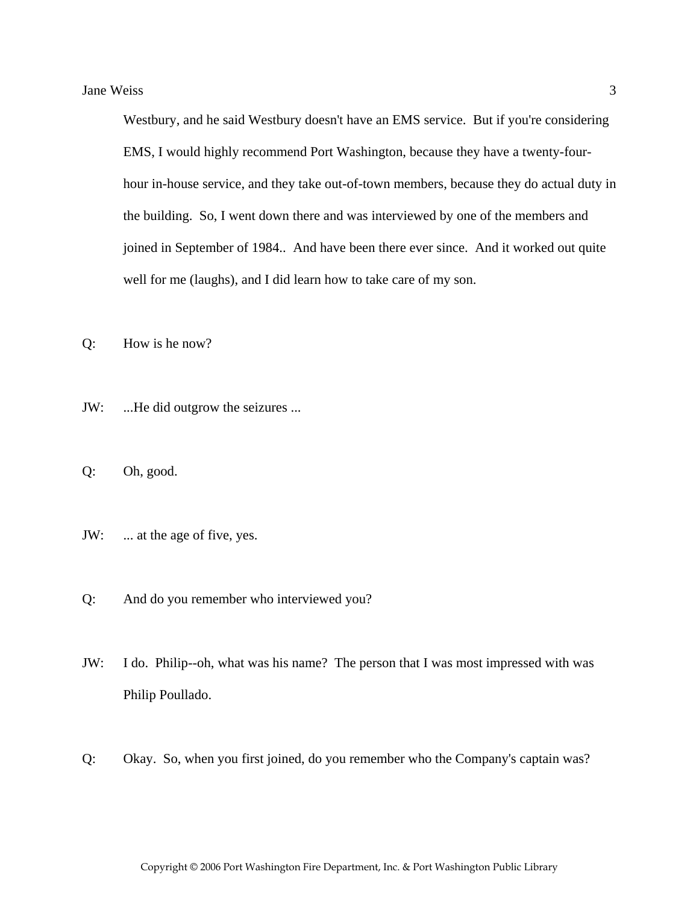Westbury, and he said Westbury doesn't have an EMS service. But if you're considering EMS, I would highly recommend Port Washington, because they have a twenty-four-hour in-house service, and they take out-of-town members, because they do actual duty in the building. So, I went down there and was interviewed by one of the members and joined in September of 1984.. And have been there ever since. And it worked out quite well for me (laughs), and I did learn how to take care of my son.

Q: How is he now?

JW: ...He did outgrow the seizures ...

Q: Oh, good.

JW: ... at the age of five, yes.

Q: And do you remember who interviewed you?

JW: I do. Philip--oh, what was his name? The person that I was most impressed with was Philip Poullado.

Q: Okay. So, when you first joined, do you remember who the Company's captain was?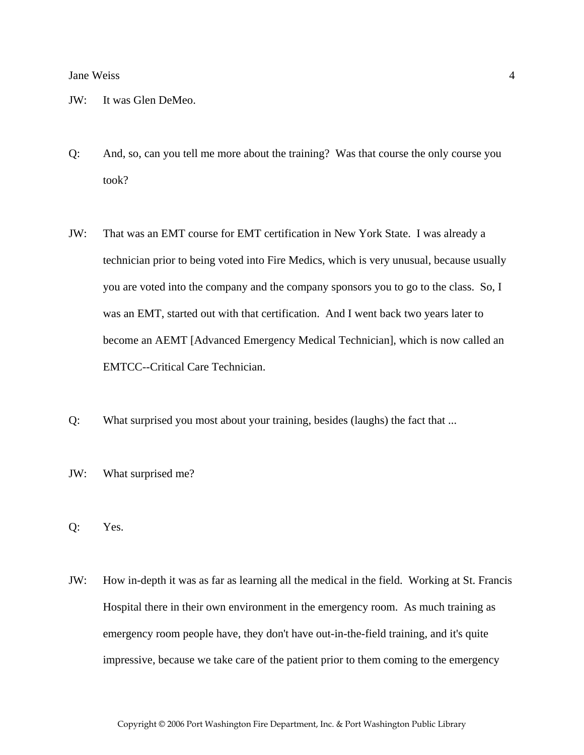JW: It was Glen DeMeo.

Q: And, so, can you tell me more about the training? Was that course the only course you took?

JW: That was an EMT course for EMT certification in New York State. I was already a technician prior to being voted into Fire Medics, which is very unusual, because usually you are voted into the company and the company sponsors you to go to the class. So, I was an EMT, started out with that certification. And I went back two years later to become an AEMT [Advanced Emergency Medical Technician], which is now called an EMTCC--Critical Care Technician.

Q: What surprised you most about your training, besides (laughs) the fact that ...

JW: What surprised me?

Q: Yes.

JW: How in-depth it was as far as learning all the medical in the field. Working at St. Francis Hospital there in their own environment in the emergency room. As much training as emergency room people have, they don't have out-in-the-field training, and it's quite impressive, because we take care of the patient prior to them coming to the emergency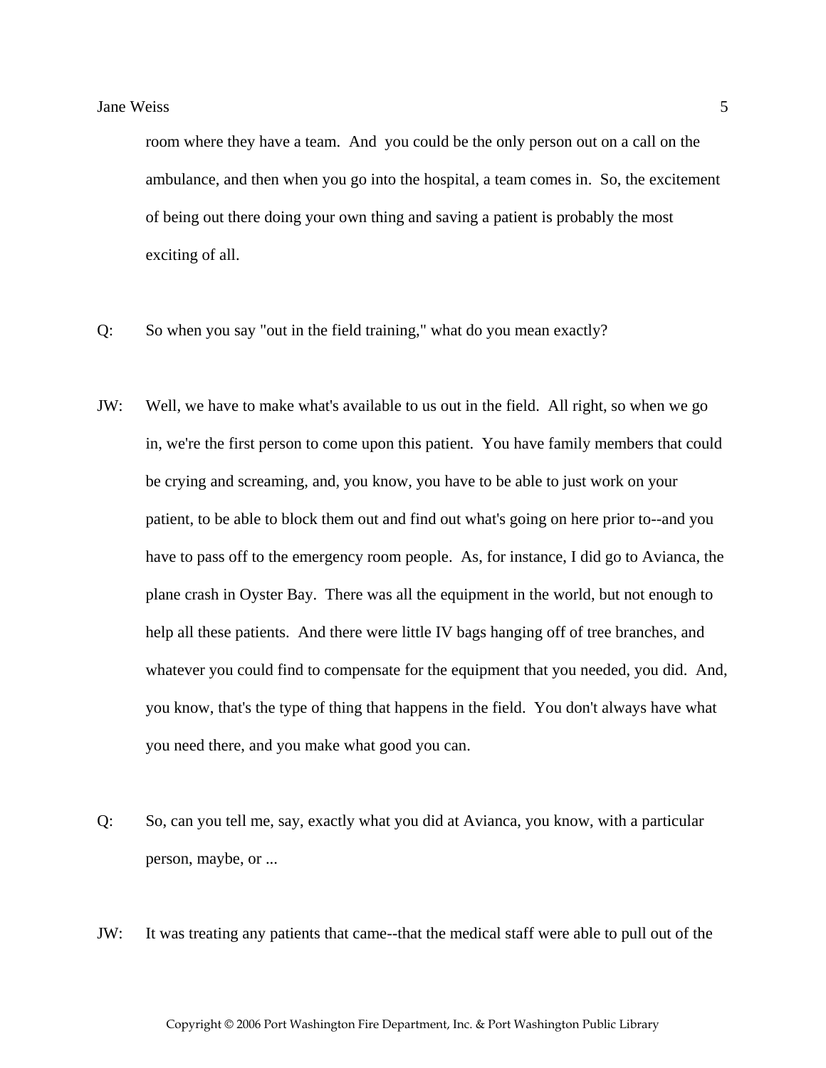room where they have a team. And you could be the only person out on a call on the ambulance, and then when you go into the hospital, a team comes in. So, the excitement of being out there doing your own thing and saving a patient is probably the most exciting of all.

Q: So when you say "out in the field training," what do you mean exactly?

JW: Well, we have to make what's available to us out in the field. All right, so when we go in, we're the first person to come upon this patient. You have family members that could be crying and screaming, and, you know, you have to be able to just work on your patient, to be able to block them out and find out what's going on here prior to--and you have to pass off to the emergency room people. As, for instance, I did go to Avianca, the plane crash in Oyster Bay. There was all the equipment in the world, but not enough to help all these patients. And there were little IV bags hanging off of tree branches, and whatever you could find to compensate for the equipment that you needed, you did. And, you know, that's the type of thing that happens in the field. You don't always have what you need there, and you make what good you can.

Q: So, can you tell me, say, exactly what you did at Avianca, you know, with a particular person, maybe, or ...

JW: It was treating any patients that came--that the medical staff were able to pull out of the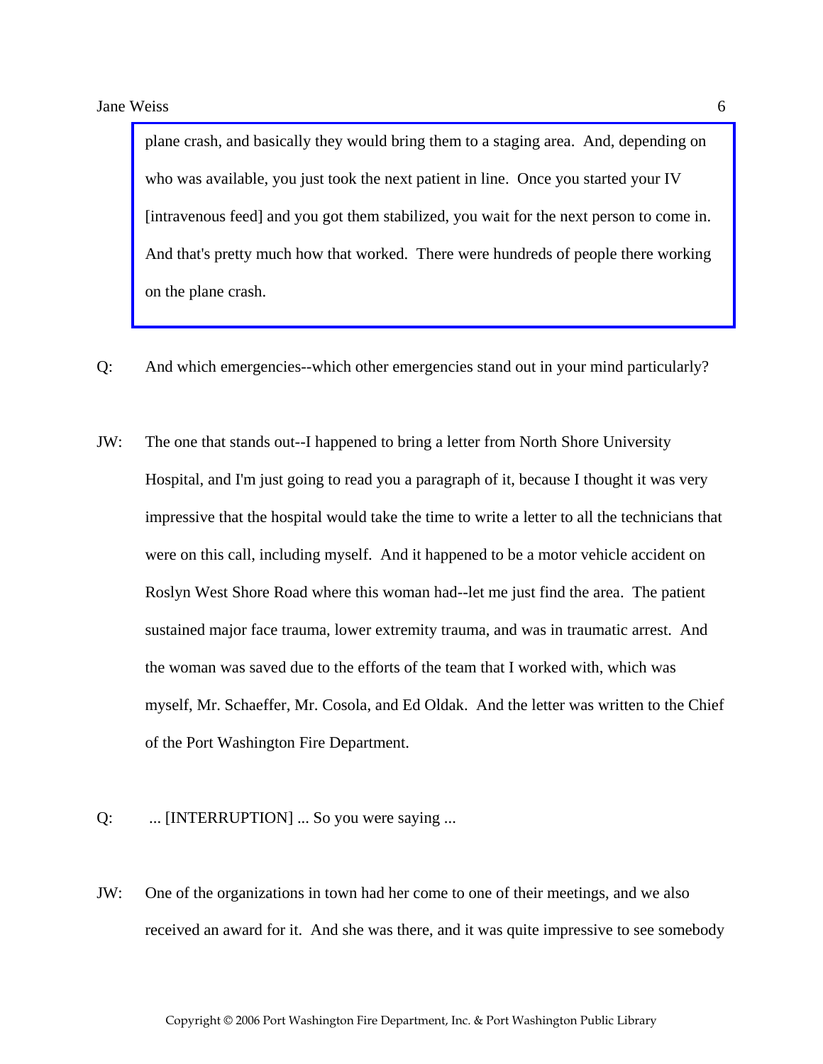plane crash, and basically they would bring them to a staging area. And, depending on who was available, you just took the next patient in line. Once you started your IV [intravenous feed] and you got them stabilized, you wait for the next person to come in. And that's pretty much how that worked. There were hundreds of people there working on the plane crash.

Q: And which emergencies--which other emergencies stand out in your mind particularly?

JW: The one that stands out--I happened to bring a letter from North Shore University Hospital, and I'm just going to read you a paragraph of it, because I thought it was very impressive that the hospital would take the time to write a letter to all the technicians that were on this call, including myself. And it happened to be a motor vehicle accident on Roslyn West Shore Road where this woman had--let me just find the area. The patient sustained major face trauma, lower extremity trauma, and was in traumatic arrest. And the woman was saved due to the efforts of the team that I worked with, which was myself, Mr. Schaeffer, Mr. Cosola, and Ed Oldak. And the letter was written to the Chief of the Port Washington Fire Department.

Q: ... [INTERRUPTION] ... So you were saying ...

JW: One of the organizations in town had her come to one of their meetings, and we also received an award for it. And she was there, and it was quite impressive to see somebody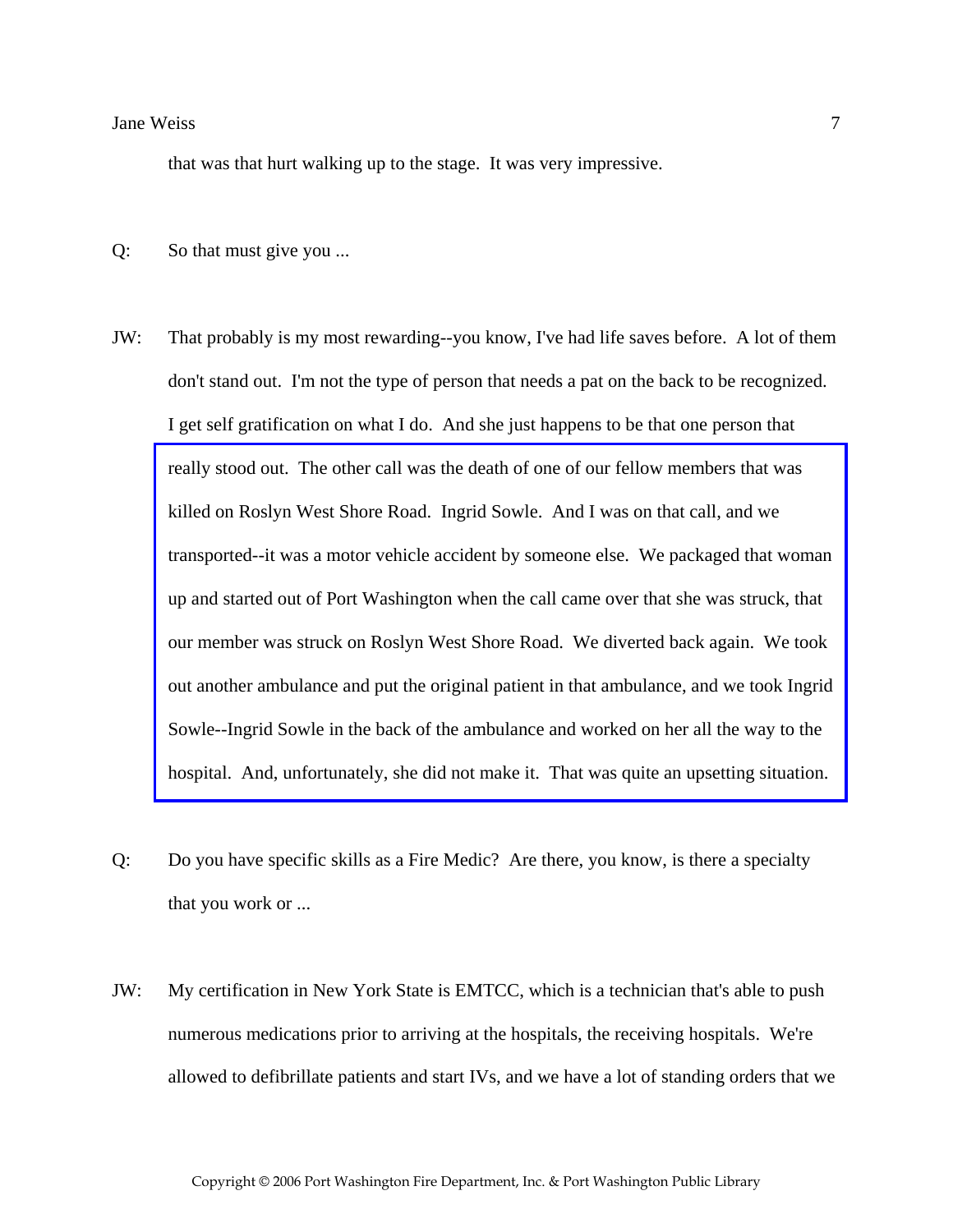that was that hurt walking up to the stage. It was very impressive.

Q: So that must give you ...

JW: That probably is my most rewarding--you know, I've had life saves before. A lot of them don't stand out. I'm not the type of person that needs a pat on the back to be recognized. I get self gratification on what I do. And she just happens to be that one person that really stood out. The other call was the death of one of our fellow members that was killed on Roslyn West Shore Road. Ingrid Sowle. And I was on that call, and we transported--it was a motor vehicle accident by someone else. We packaged that woman up and started out of Port Washington when the call came over that she was struck, that our member was struck on Roslyn West Shore Road. We diverted back again. We took out another ambulance and put the original patient in that ambulance, and we took Ingrid Sowle--Ingrid Sowle in the back of the ambulance and worked on her all the way to the hospital. And, unfortunately, she did not make it. That was quite an upsetting situation.

Q: Do you have specific skills as a Fire Medic? Are there, you know, is there a specialty that you work or ...

JW: My certification in New York State is EMTCC, which is a technician that's able to push numerous medications prior to arriving at the hospitals, the receiving hospitals. We're allowed to defibrillate patients and start IVs, and we have a lot of standing orders that we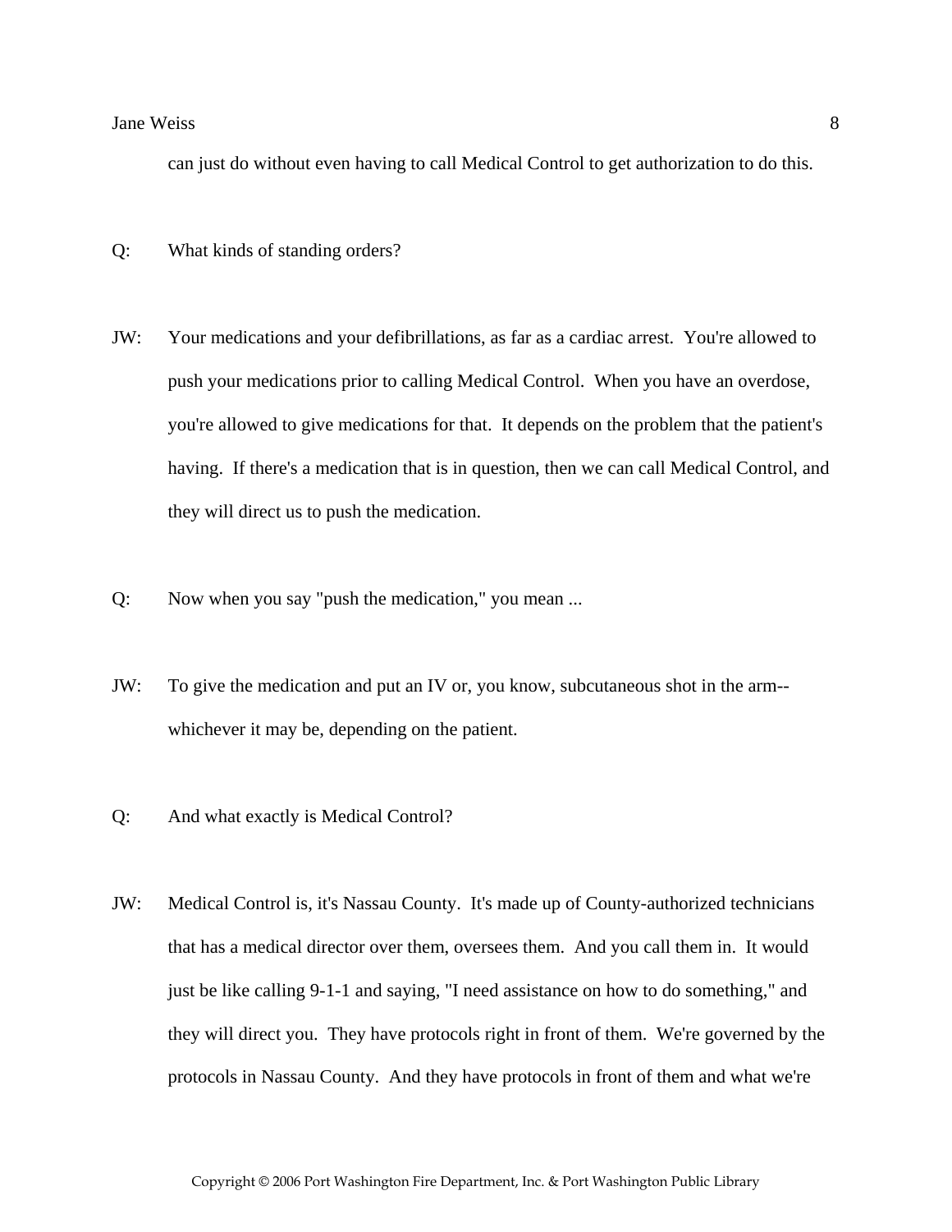can just do without even having to call Medical Control to get authorization to do this.

Q: What kinds of standing orders?

JW: Your medications and your defibrillations, as far as a cardiac arrest. You're allowed to push your medications prior to calling Medical Control. When you have an overdose, you're allowed to give medications for that. It depends on the problem that the patient's having. If there's a medication that is in question, then we can call Medical Control, and they will direct us to push the medication.

Q: Now when you say "push the medication," you mean ...

JW: To give the medication and put an IV or, you know, subcutaneous shot in the arm--whichever it may be, depending on the patient.

Q: And what exactly is Medical Control?

JW: Medical Control is, it's Nassau County. It's made up of County-authorized technicians that has a medical director over them, oversees them. And you call them in. It would just be like calling 9-1-1 and saying, "I need assistance on how to do something," and they will direct you. They have protocols right in front of them. We're governed by the protocols in Nassau County. And they have protocols in front of them and what we're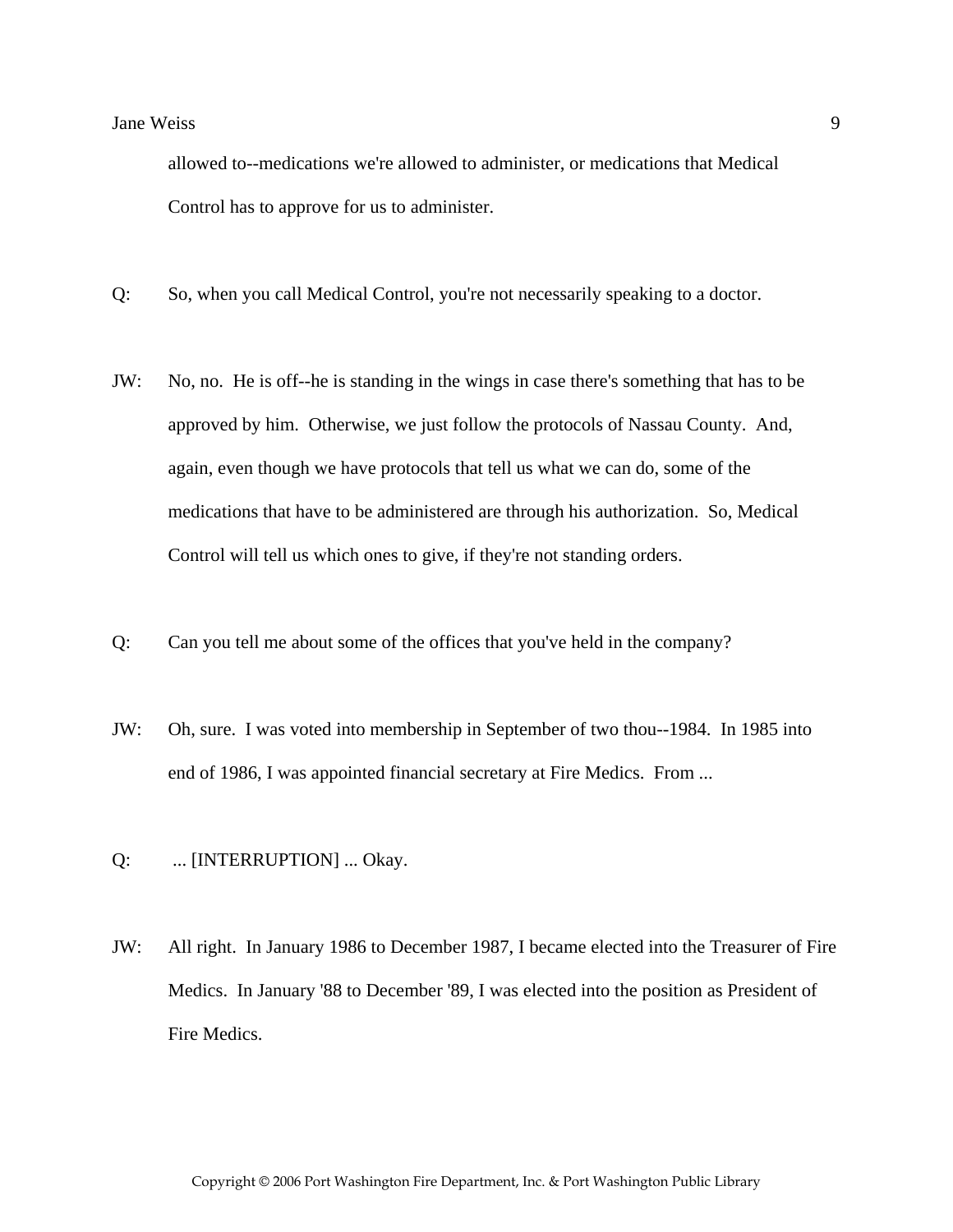allowed to--medications we're allowed to administer, or medications that Medical Control has to approve for us to administer.

Q: So, when you call Medical Control, you're not necessarily speaking to a doctor.

JW: No, no. He is off--he is standing in the wings in case there's something that has to be approved by him. Otherwise, we just follow the protocols of Nassau County. And, again, even though we have protocols that tell us what we can do, some of the medications that have to be administered are through his authorization. So, Medical Control will tell us which ones to give, if they're not standing orders.

Q: Can you tell me about some of the offices that you've held in the company?

JW: Oh, sure. I was voted into membership in September of two thou--1984. In 1985 into end of 1986, I was appointed financial secretary at Fire Medics. From ...

Q: ... [INTERRUPTION] ... Okay.

JW: All right. In January 1986 to December 1987, I became elected into the Treasurer of Fire Medics. In January '88 to December '89, I was elected into the position as President of Fire Medics.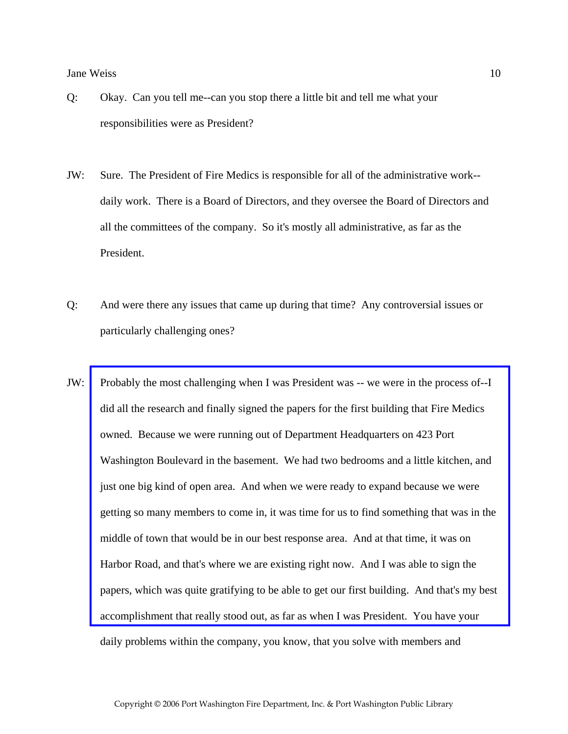Q: Okay. Can you tell me--can you stop there a little bit and tell me what your responsibilities were as President?

JW: Sure. The President of Fire Medics is responsible for all of the administrative work--daily work. There is a Board of Directors, and they oversee the Board of Directors and all the committees of the company. So it's mostly all administrative, as far as the President.

Q: And were there any issues that came up during that time? Any controversial issues or particularly challenging ones?

JW: Probably the most challenging when I was President was -- we were in the process of--I did all the research and finally signed the papers for the first building that Fire Medics owned. Because we were running out of Department Headquarters on 423 Port Washington Boulevard in the basement. We had two bedrooms and a little kitchen, and just one big kind of open area. And when we were ready to expand because we were getting so many members to come in, it was time for us to find something that was in the middle of town that would be in our best response area. And at that time, it was on Harbor Road, and that's where we are existing right now. And I was able to sign the papers, which was quite gratifying to be able to get our first building. And that's my best accomplishment that really stood out, as far as when I was President. You have your daily problems within the company, you know, that you solve with members and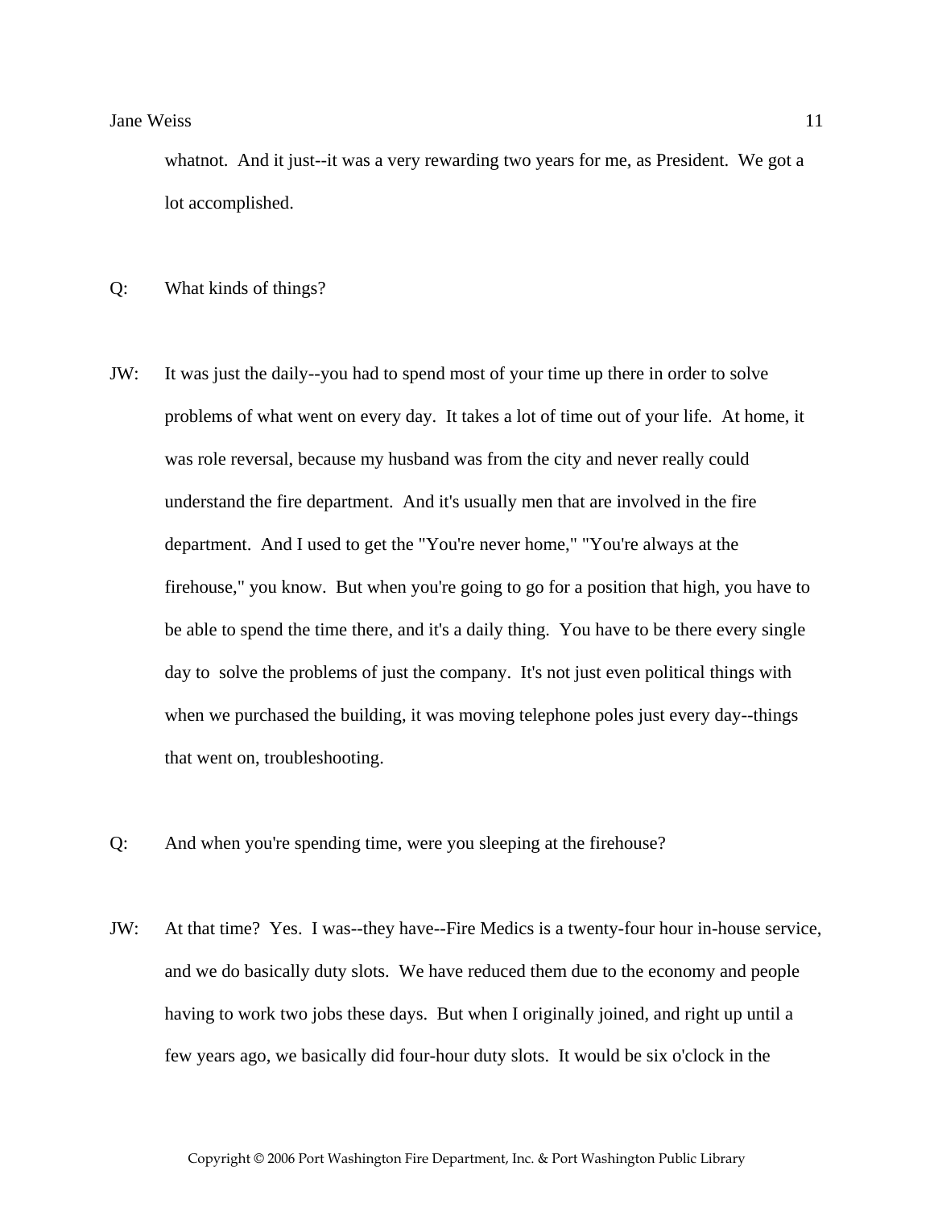whatnot.  And it just--it was a very rewarding two years for me, as President.  We got a lot accomplished.

Q: What kinds of things?

JW: It was just the daily--you had to spend most of your time up there in order to solve problems of what went on every day.  It takes a lot of time out of your life.  At home, it was role reversal, because my husband was from the city and never really could understand the fire department.  And it's usually men that are involved in the fire department.  And I used to get the "You're never home," "You're always at the firehouse," you know.  But when you're going to go for a position that high, you have to be able to spend the time there, and it's a daily thing.  You have to be there every single day to  solve the problems of just the company.  It's not just even political things with when we purchased the building, it was moving telephone poles just every day--things that went on, troubleshooting.

Q: And when you're spending time, were you sleeping at the firehouse?

JW: At that time?  Yes.  I was--they have--Fire Medics is a twenty-four hour in-house service, and we do basically duty slots.  We have reduced them due to the economy and people having to work two jobs these days.  But when I originally joined, and right up until a few years ago, we basically did four-hour duty slots.  It would be six o'clock in the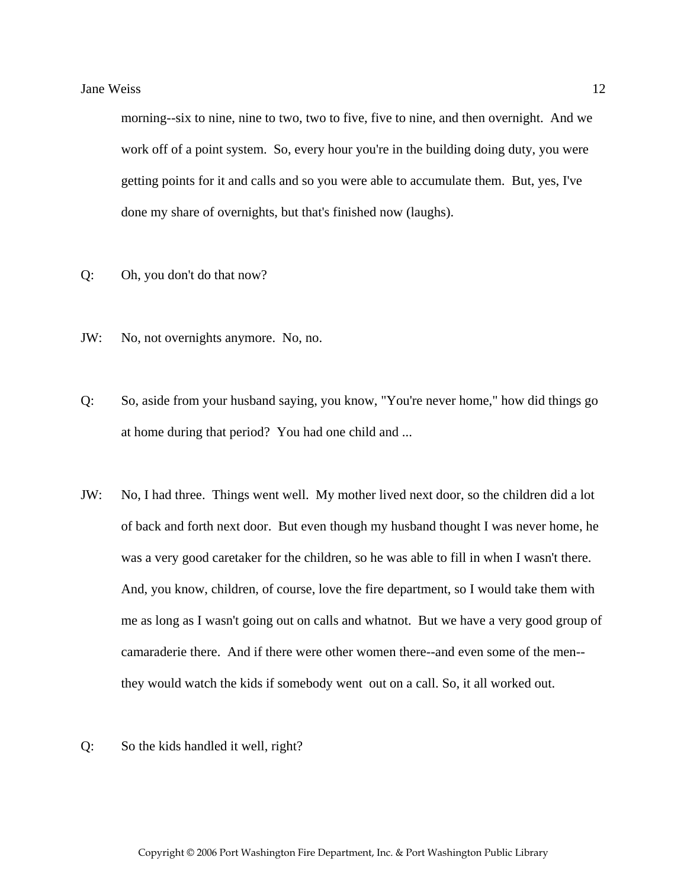morning--six to nine, nine to two, two to five, five to nine, and then overnight. And we work off of a point system. So, every hour you're in the building doing duty, you were getting points for it and calls and so you were able to accumulate them. But, yes, I've done my share of overnights, but that's finished now (laughs).

Q: Oh, you don't do that now?

JW: No, not overnights anymore. No, no.

Q: So, aside from your husband saying, you know, "You're never home," how did things go at home during that period? You had one child and ...

JW: No, I had three. Things went well. My mother lived next door, so the children did a lot of back and forth next door. But even though my husband thought I was never home, he was a very good caretaker for the children, so he was able to fill in when I wasn't there. And, you know, children, of course, love the fire department, so I would take them with me as long as I wasn't going out on calls and whatnot. But we have a very good group of camaraderie there. And if there were other women there--and even some of the men--they would watch the kids if somebody went out on a call. So, it all worked out.

Q: So the kids handled it well, right?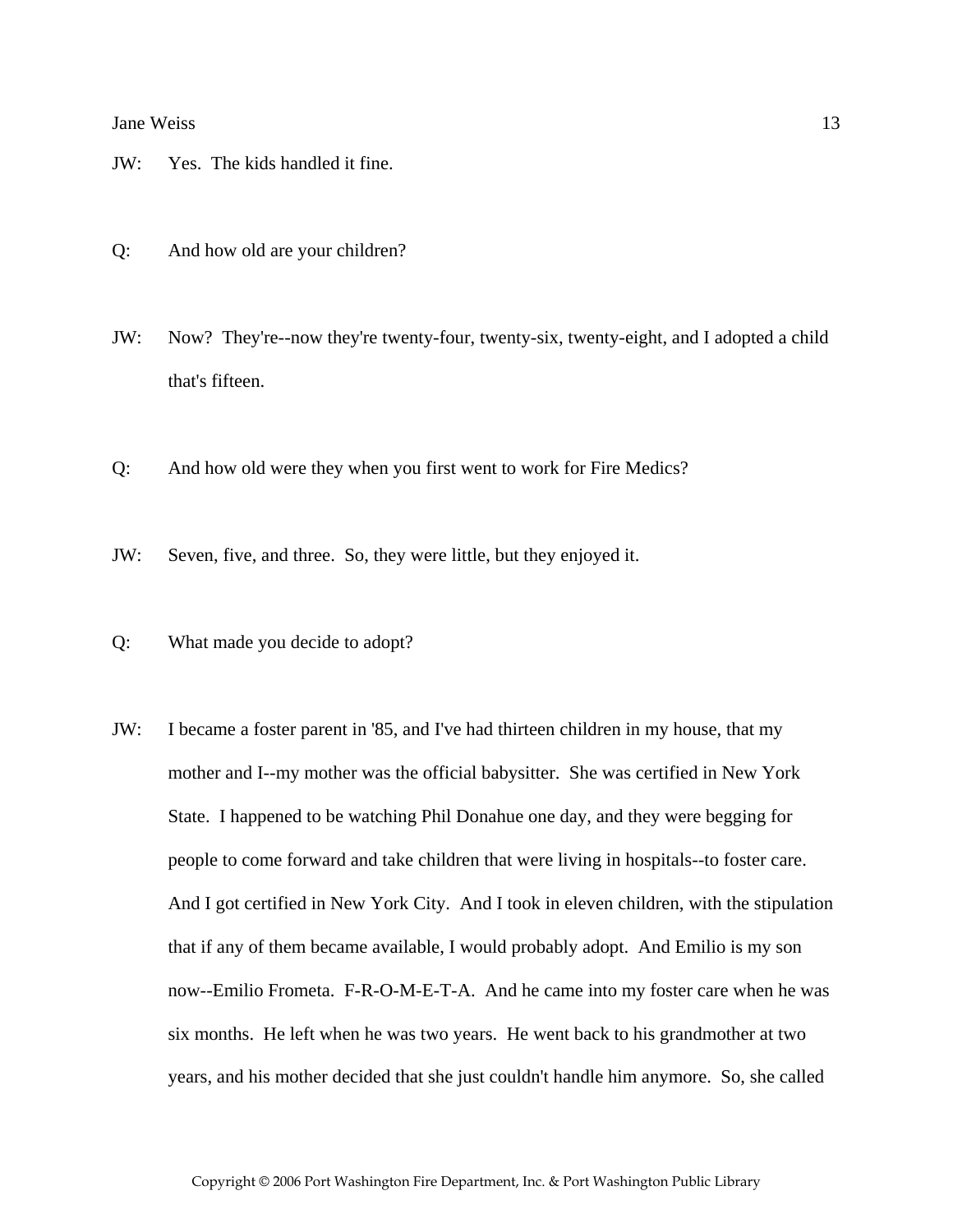JW: Yes. The kids handled it fine.

Q: And how old are your children?

JW: Now? They're--now they're twenty-four, twenty-six, twenty-eight, and I adopted a child that's fifteen.

Q: And how old were they when you first went to work for Fire Medics?

JW: Seven, five, and three. So, they were little, but they enjoyed it.

Q: What made you decide to adopt?

JW: I became a foster parent in '85, and I've had thirteen children in my house, that my mother and I--my mother was the official babysitter. She was certified in New York State. I happened to be watching Phil Donahue one day, and they were begging for people to come forward and take children that were living in hospitals--to foster care. And I got certified in New York City. And I took in eleven children, with the stipulation that if any of them became available, I would probably adopt. And Emilio is my son now--Emilio Frometa. F-R-O-M-E-T-A. And he came into my foster care when he was six months. He left when he was two years. He went back to his grandmother at two years, and his mother decided that she just couldn't handle him anymore. So, she called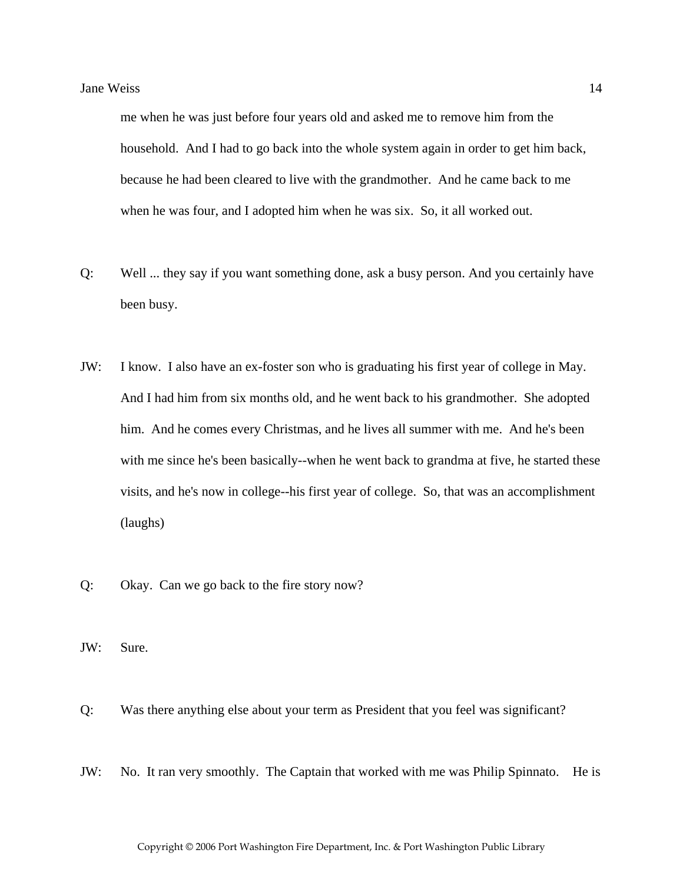me when he was just before four years old and asked me to remove him from the household. And I had to go back into the whole system again in order to get him back, because he had been cleared to live with the grandmother. And he came back to me when he was four, and I adopted him when he was six. So, it all worked out.

Q: Well ... they say if you want something done, ask a busy person. And you certainly have been busy.

JW: I know. I also have an ex-foster son who is graduating his first year of college in May. And I had him from six months old, and he went back to his grandmother. She adopted him. And he comes every Christmas, and he lives all summer with me. And he's been with me since he's been basically--when he went back to grandma at five, he started these visits, and he's now in college--his first year of college. So, that was an accomplishment (laughs)

Q: Okay. Can we go back to the fire story now?

JW: Sure.

Q: Was there anything else about your term as President that you feel was significant?

JW: No. It ran very smoothly. The Captain that worked with me was Philip Spinnato. He is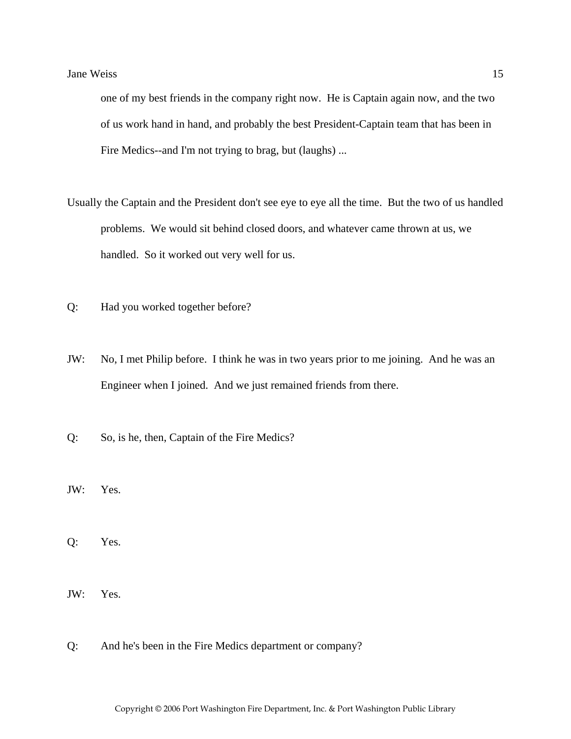one of my best friends in the company right now. He is Captain again now, and the two of us work hand in hand, and probably the best President-Captain team that has been in Fire Medics--and I'm not trying to brag, but (laughs) ...

Usually the Captain and the President don't see eye to eye all the time. But the two of us handled problems. We would sit behind closed doors, and whatever came thrown at us, we handled. So it worked out very well for us.

Q: Had you worked together before?

JW: No, I met Philip before. I think he was in two years prior to me joining. And he was an Engineer when I joined. And we just remained friends from there.

Q: So, is he, then, Captain of the Fire Medics?

JW: Yes.

Q: Yes.

JW: Yes.

Q: And he's been in the Fire Medics department or company?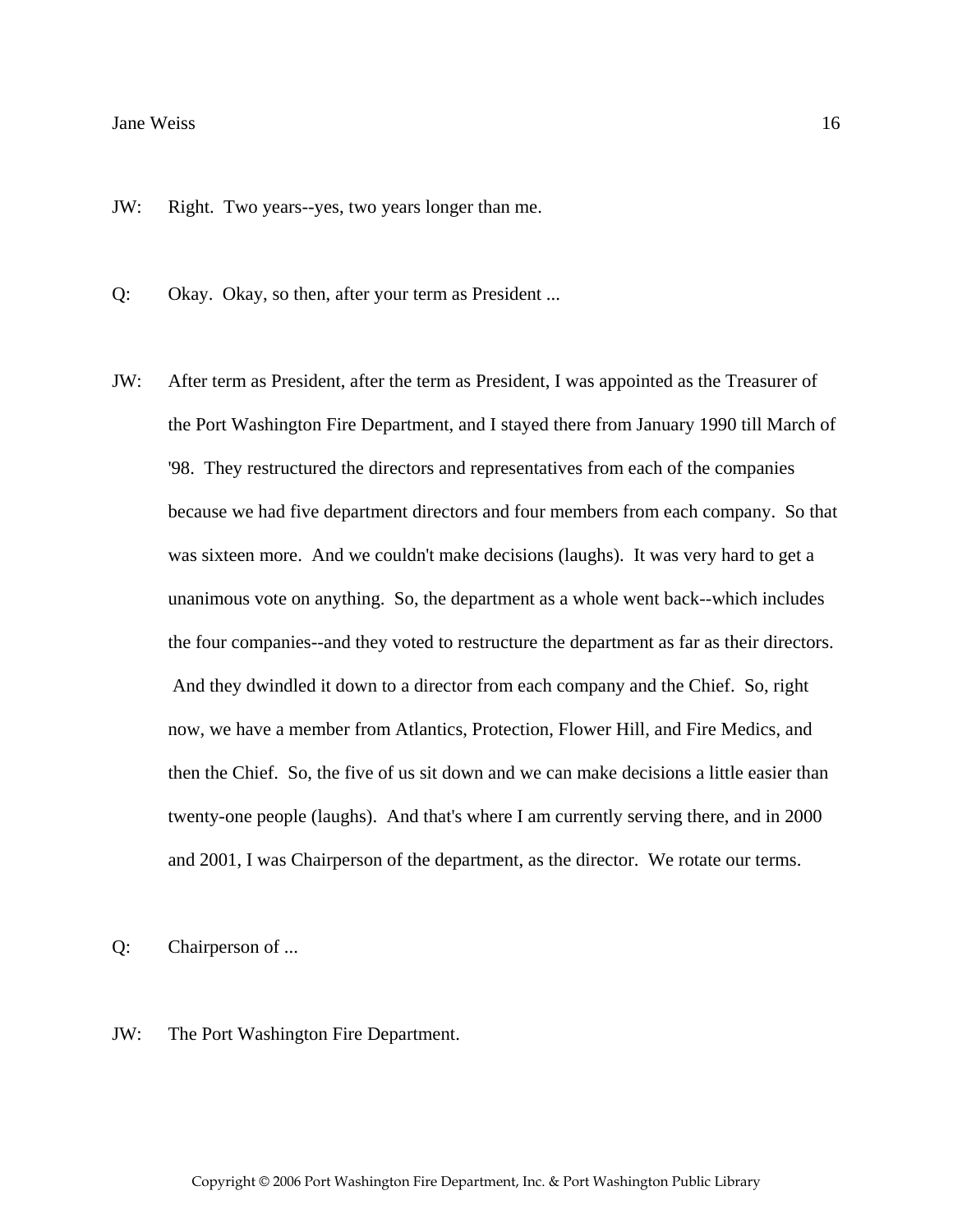JW: Right. Two years--yes, two years longer than me.

Q: Okay. Okay, so then, after your term as President ...

JW: After term as President, after the term as President, I was appointed as the Treasurer of the Port Washington Fire Department, and I stayed there from January 1990 till March of '98. They restructured the directors and representatives from each of the companies because we had five department directors and four members from each company. So that was sixteen more. And we couldn't make decisions (laughs). It was very hard to get a unanimous vote on anything. So, the department as a whole went back--which includes the four companies--and they voted to restructure the department as far as their directors. And they dwindled it down to a director from each company and the Chief. So, right now, we have a member from Atlantics, Protection, Flower Hill, and Fire Medics, and then the Chief. So, the five of us sit down and we can make decisions a little easier than twenty-one people (laughs). And that's where I am currently serving there, and in 2000 and 2001, I was Chairperson of the department, as the director. We rotate our terms.

Q: Chairperson of ...

JW: The Port Washington Fire Department.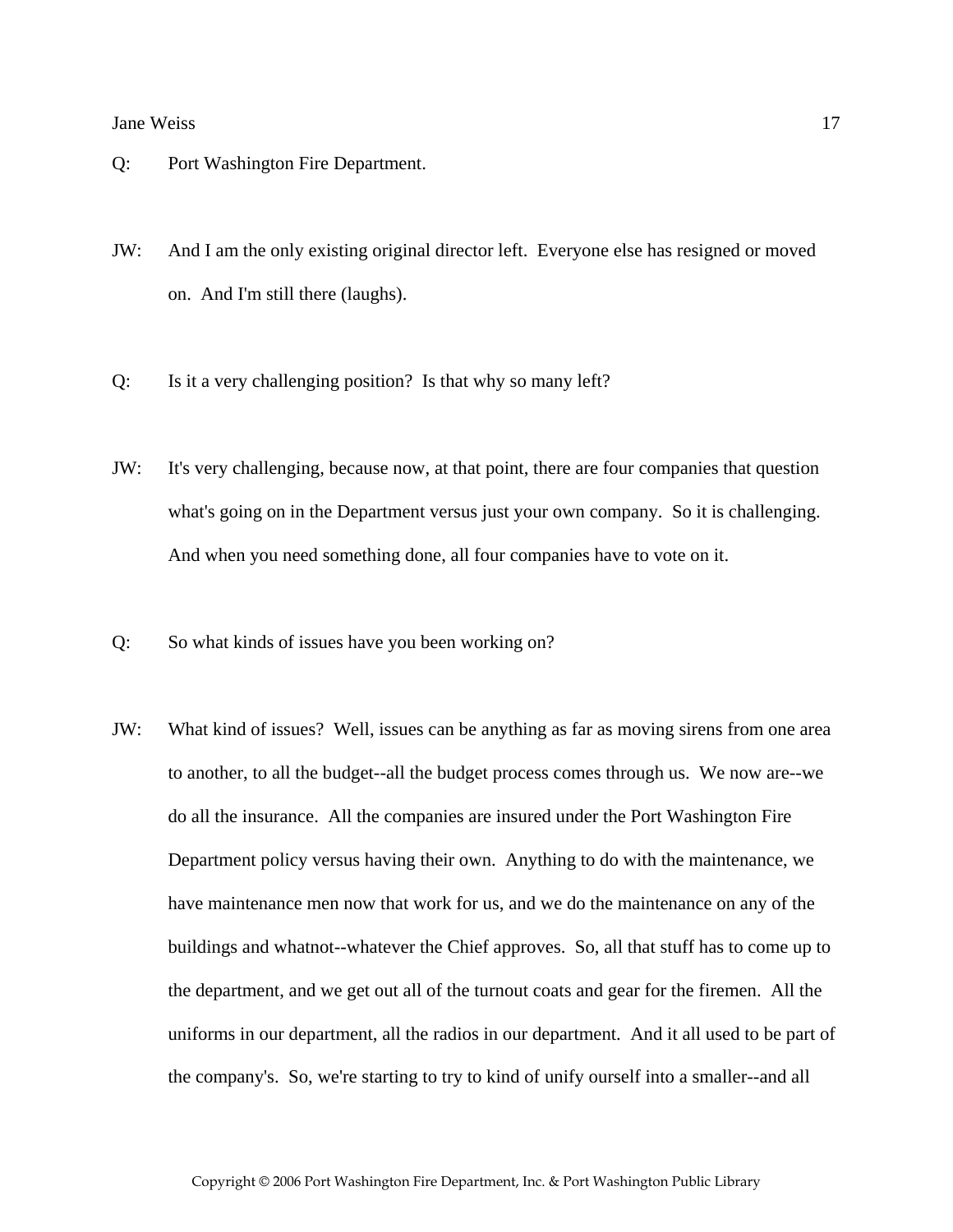Q: Port Washington Fire Department.

JW: And I am the only existing original director left. Everyone else has resigned or moved on. And I'm still there (laughs).

Q: Is it a very challenging position? Is that why so many left?

JW: It's very challenging, because now, at that point, there are four companies that question what's going on in the Department versus just your own company. So it is challenging. And when you need something done, all four companies have to vote on it.

Q: So what kinds of issues have you been working on?

JW: What kind of issues? Well, issues can be anything as far as moving sirens from one area to another, to all the budget--all the budget process comes through us. We now are--we do all the insurance. All the companies are insured under the Port Washington Fire Department policy versus having their own. Anything to do with the maintenance, we have maintenance men now that work for us, and we do the maintenance on any of the buildings and whatnot--whatever the Chief approves. So, all that stuff has to come up to the department, and we get out all of the turnout coats and gear for the firemen. All the uniforms in our department, all the radios in our department. And it all used to be part of the company's. So, we're starting to try to kind of unify ourself into a smaller--and all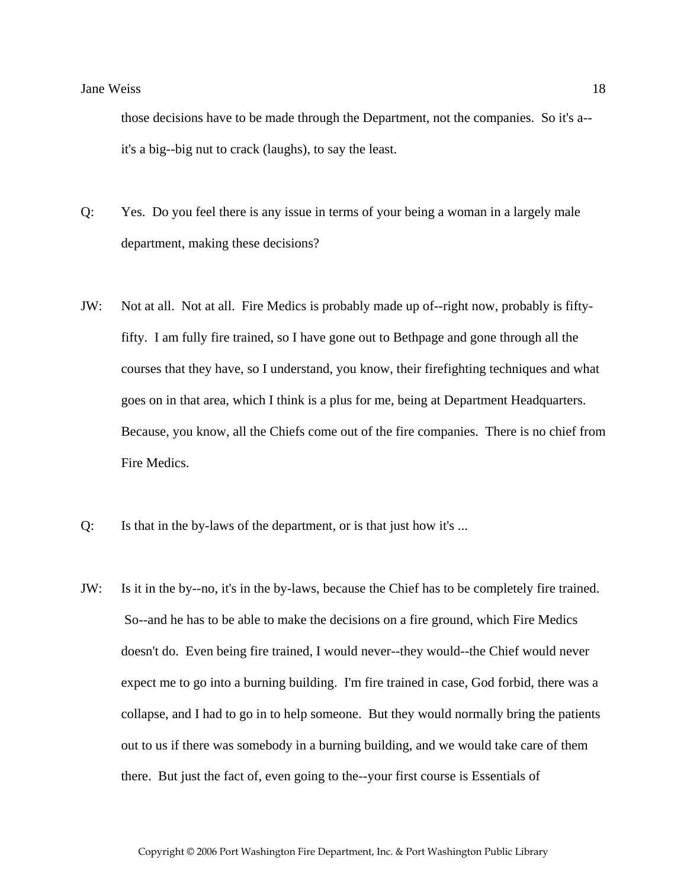those decisions have to be made through the Department, not the companies. So it's a--it's a big--big nut to crack (laughs), to say the least.

Q: Yes. Do you feel there is any issue in terms of your being a woman in a largely male department, making these decisions?

JW: Not at all. Not at all. Fire Medics is probably made up of--right now, probably is fifty-fifty. I am fully fire trained, so I have gone out to Bethpage and gone through all the courses that they have, so I understand, you know, their firefighting techniques and what goes on in that area, which I think is a plus for me, being at Department Headquarters. Because, you know, all the Chiefs come out of the fire companies. There is no chief from Fire Medics.

Q: Is that in the by-laws of the department, or is that just how it's ...

JW: Is it in the by--no, it's in the by-laws, because the Chief has to be completely fire trained. So--and he has to be able to make the decisions on a fire ground, which Fire Medics doesn't do. Even being fire trained, I would never--they would--the Chief would never expect me to go into a burning building. I'm fire trained in case, God forbid, there was a collapse, and I had to go in to help someone. But they would normally bring the patients out to us if there was somebody in a burning building, and we would take care of them there. But just the fact of, even going to the--your first course is Essentials of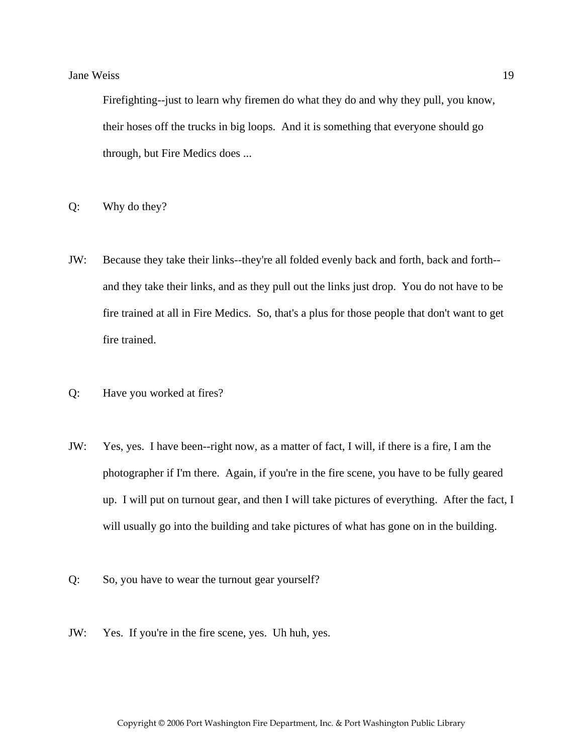Firefighting--just to learn why firemen do what they do and why they pull, you know, their hoses off the trucks in big loops. And it is something that everyone should go through, but Fire Medics does ...

Q: Why do they?

JW: Because they take their links--they're all folded evenly back and forth, back and forth--and they take their links, and as they pull out the links just drop. You do not have to be fire trained at all in Fire Medics. So, that's a plus for those people that don't want to get fire trained.

Q: Have you worked at fires?

JW: Yes, yes. I have been--right now, as a matter of fact, I will, if there is a fire, I am the photographer if I'm there. Again, if you're in the fire scene, you have to be fully geared up. I will put on turnout gear, and then I will take pictures of everything. After the fact, I will usually go into the building and take pictures of what has gone on in the building.

Q: So, you have to wear the turnout gear yourself?

JW: Yes. If you're in the fire scene, yes. Uh huh, yes.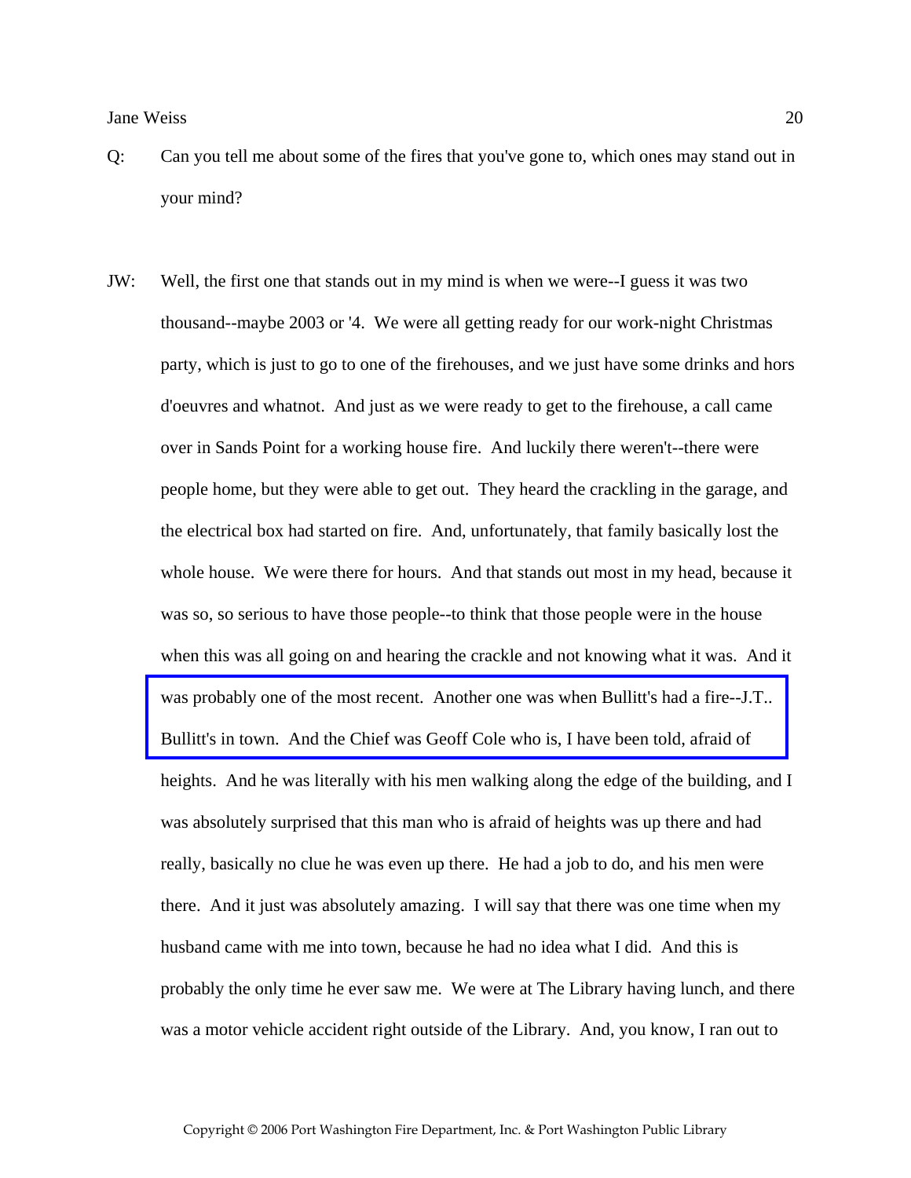Q: Can you tell me about some of the fires that you've gone to, which ones may stand out in your mind?

JW: Well, the first one that stands out in my mind is when we were--I guess it was two thousand--maybe 2003 or '4. We were all getting ready for our work-night Christmas party, which is just to go to one of the firehouses, and we just have some drinks and hors d'oeuvres and whatnot. And just as we were ready to get to the firehouse, a call came over in Sands Point for a working house fire. And luckily there weren't--there were people home, but they were able to get out. They heard the crackling in the garage, and the electrical box had started on fire. And, unfortunately, that family basically lost the whole house. We were there for hours. And that stands out most in my head, because it was so, so serious to have those people--to think that those people were in the house when this was all going on and hearing the crackle and not knowing what it was. And it was probably one of the most recent. Another one was when Bullitt's had a fire--J.T.. Bullitt's in town. And the Chief was Geoff Cole who is, I have been told, afraid of heights. And he was literally with his men walking along the edge of the building, and I was absolutely surprised that this man who is afraid of heights was up there and had really, basically no clue he was even up there. He had a job to do, and his men were there. And it just was absolutely amazing. I will say that there was one time when my husband came with me into town, because he had no idea what I did. And this is probably the only time he ever saw me. We were at The Library having lunch, and there was a motor vehicle accident right outside of the Library. And, you know, I ran out to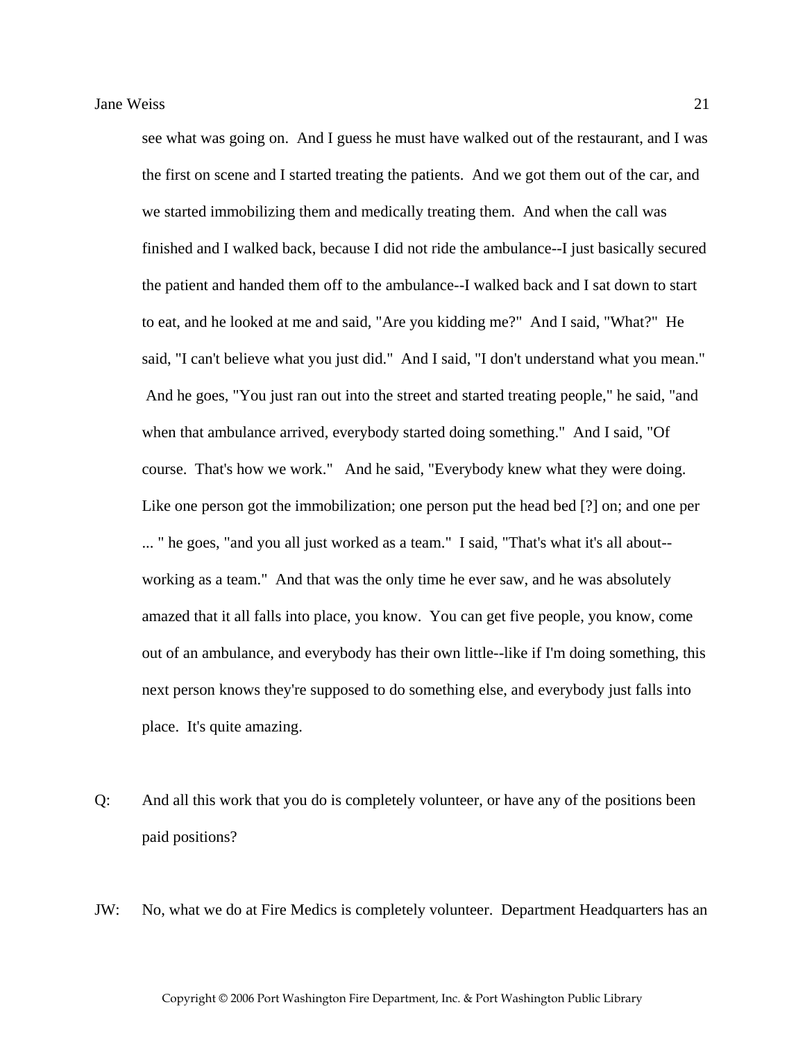see what was going on. And I guess he must have walked out of the restaurant, and I was the first on scene and I started treating the patients. And we got them out of the car, and we started immobilizing them and medically treating them. And when the call was finished and I walked back, because I did not ride the ambulance--I just basically secured the patient and handed them off to the ambulance--I walked back and I sat down to start to eat, and he looked at me and said, "Are you kidding me?" And I said, "What?" He said, "I can't believe what you just did." And I said, "I don't understand what you mean." And he goes, "You just ran out into the street and started treating people," he said, "and when that ambulance arrived, everybody started doing something." And I said, "Of course. That's how we work." And he said, "Everybody knew what they were doing. Like one person got the immobilization; one person put the head bed [?] on; and one per ... " he goes, "and you all just worked as a team." I said, "That's what it's all about--working as a team." And that was the only time he ever saw, and he was absolutely amazed that it all falls into place, you know. You can get five people, you know, come out of an ambulance, and everybody has their own little--like if I'm doing something, this next person knows they're supposed to do something else, and everybody just falls into place. It's quite amazing.

Q: And all this work that you do is completely volunteer, or have any of the positions been paid positions?

JW: No, what we do at Fire Medics is completely volunteer. Department Headquarters has an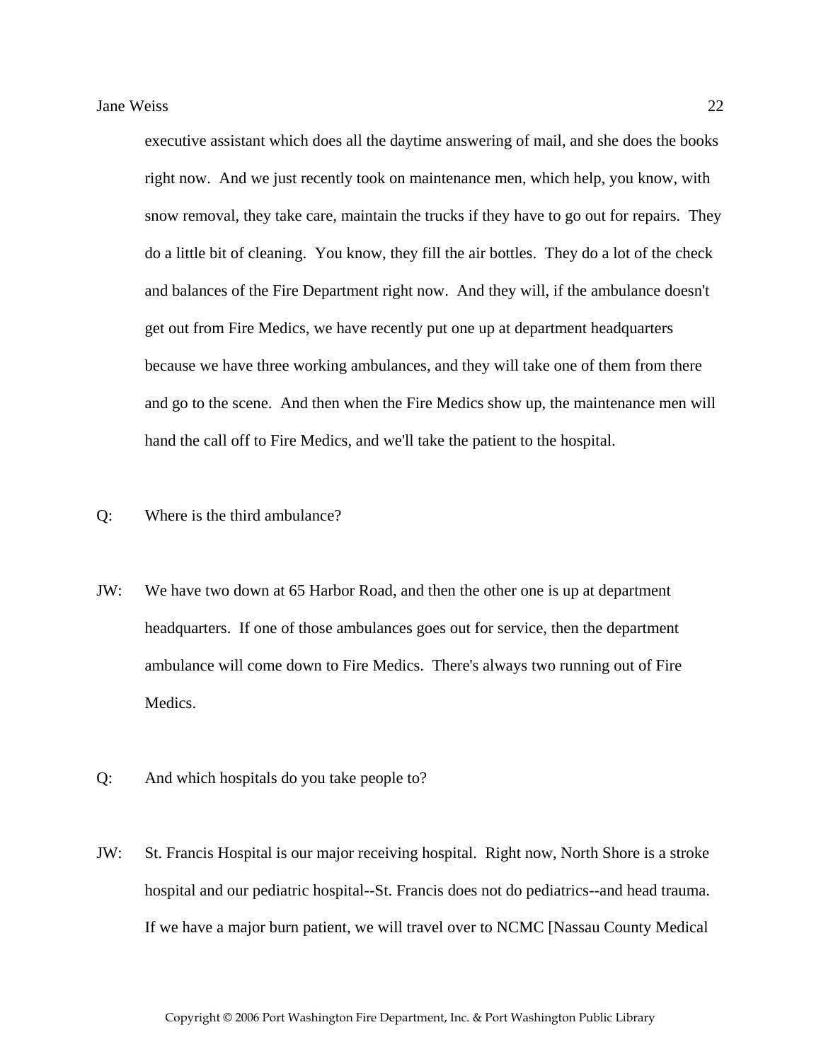executive assistant which does all the daytime answering of mail, and she does the books right now. And we just recently took on maintenance men, which help, you know, with snow removal, they take care, maintain the trucks if they have to go out for repairs. They do a little bit of cleaning. You know, they fill the air bottles. They do a lot of the check and balances of the Fire Department right now. And they will, if the ambulance doesn't get out from Fire Medics, we have recently put one up at department headquarters because we have three working ambulances, and they will take one of them from there and go to the scene. And then when the Fire Medics show up, the maintenance men will hand the call off to Fire Medics, and we'll take the patient to the hospital.

Q: Where is the third ambulance?

JW: We have two down at 65 Harbor Road, and then the other one is up at department headquarters. If one of those ambulances goes out for service, then the department ambulance will come down to Fire Medics. There's always two running out of Fire Medics.

Q: And which hospitals do you take people to?

JW: St. Francis Hospital is our major receiving hospital. Right now, North Shore is a stroke hospital and our pediatric hospital--St. Francis does not do pediatrics--and head trauma. If we have a major burn patient, we will travel over to NCMC [Nassau County Medical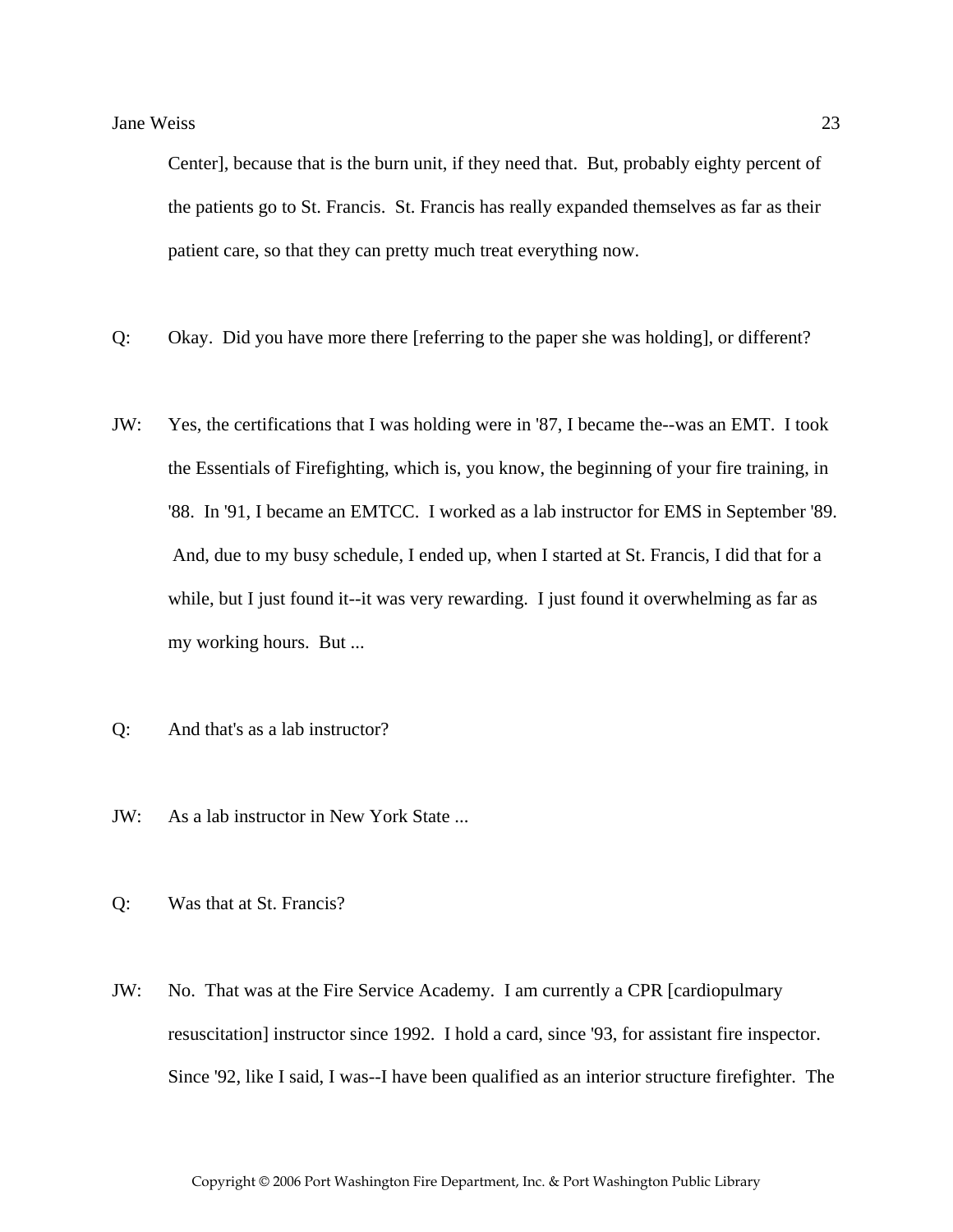Center], because that is the burn unit, if they need that. But, probably eighty percent of the patients go to St. Francis. St. Francis has really expanded themselves as far as their patient care, so that they can pretty much treat everything now.

Q: Okay. Did you have more there [referring to the paper she was holding], or different?

JW: Yes, the certifications that I was holding were in '87, I became the--was an EMT. I took the Essentials of Firefighting, which is, you know, the beginning of your fire training, in '88. In '91, I became an EMTCC. I worked as a lab instructor for EMS in September '89. And, due to my busy schedule, I ended up, when I started at St. Francis, I did that for a while, but I just found it--it was very rewarding. I just found it overwhelming as far as my working hours. But ...

Q: And that's as a lab instructor?

JW: As a lab instructor in New York State ...

Q: Was that at St. Francis?

JW: No. That was at the Fire Service Academy. I am currently a CPR [cardiopulmonary resuscitation] instructor since 1992. I hold a card, since '93, for assistant fire inspector. Since '92, like I said, I was--I have been qualified as an interior structure firefighter. The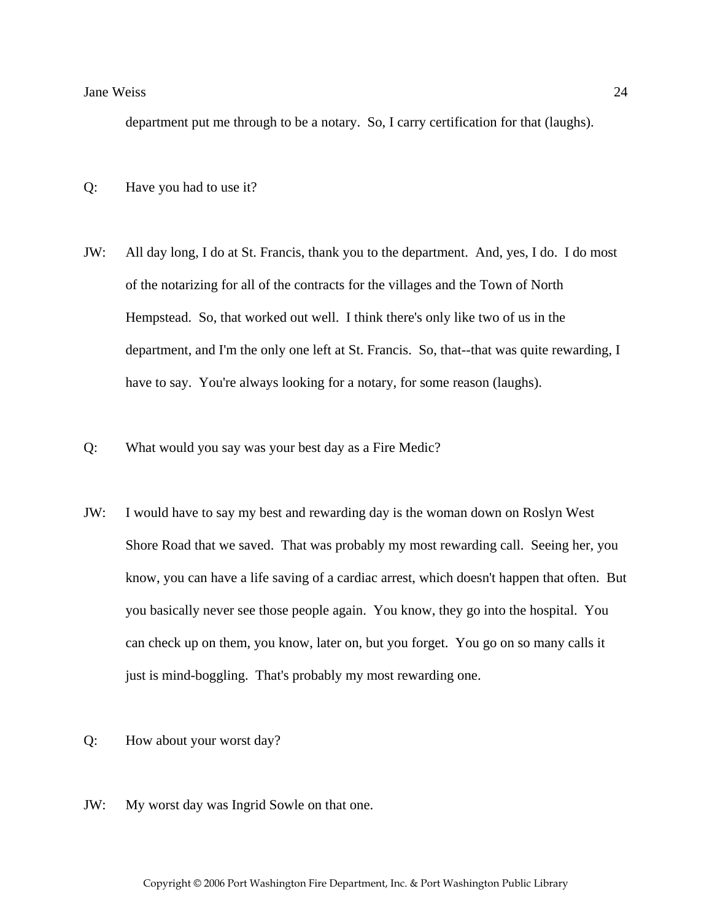department put me through to be a notary. So, I carry certification for that (laughs).

Q: Have you had to use it?

JW: All day long, I do at St. Francis, thank you to the department. And, yes, I do. I do most of the notarizing for all of the contracts for the villages and the Town of North Hempstead. So, that worked out well. I think there's only like two of us in the department, and I'm the only one left at St. Francis. So, that--that was quite rewarding, I have to say. You're always looking for a notary, for some reason (laughs).

Q: What would you say was your best day as a Fire Medic?

JW: I would have to say my best and rewarding day is the woman down on Roslyn West Shore Road that we saved. That was probably my most rewarding call. Seeing her, you know, you can have a life saving of a cardiac arrest, which doesn't happen that often. But you basically never see those people again. You know, they go into the hospital. You can check up on them, you know, later on, but you forget. You go on so many calls it just is mind-boggling. That's probably my most rewarding one.

Q: How about your worst day?

JW: My worst day was Ingrid Sowle on that one.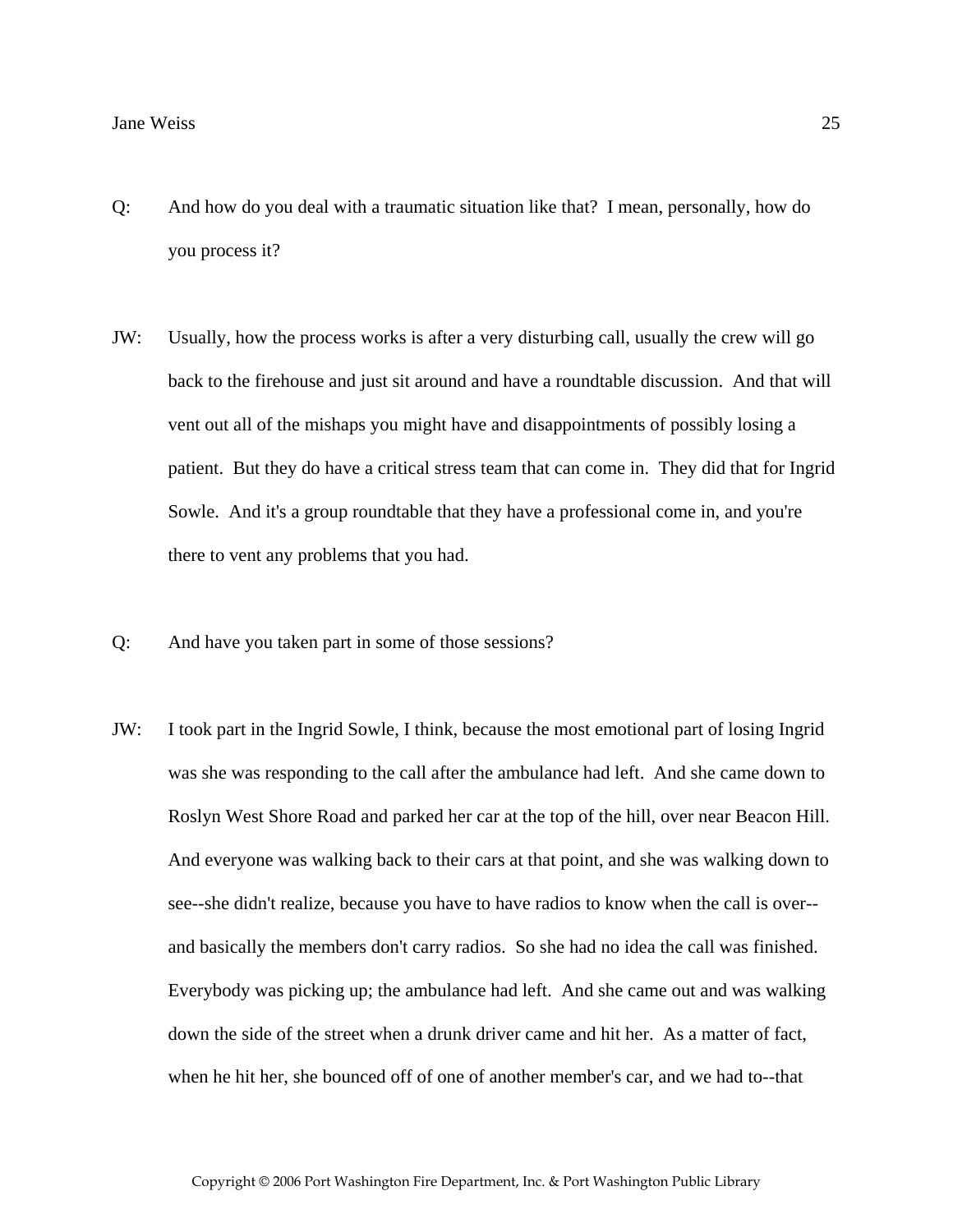Q: And how do you deal with a traumatic situation like that? I mean, personally, how do you process it?

JW: Usually, how the process works is after a very disturbing call, usually the crew will go back to the firehouse and just sit around and have a roundtable discussion. And that will vent out all of the mishaps you might have and disappointments of possibly losing a patient. But they do have a critical stress team that can come in. They did that for Ingrid Sowle. And it's a group roundtable that they have a professional come in, and you're there to vent any problems that you had.

Q: And have you taken part in some of those sessions?

JW: I took part in the Ingrid Sowle, I think, because the most emotional part of losing Ingrid was she was responding to the call after the ambulance had left. And she came down to Roslyn West Shore Road and parked her car at the top of the hill, over near Beacon Hill. And everyone was walking back to their cars at that point, and she was walking down to see--she didn't realize, because you have to have radios to know when the call is over--and basically the members don't carry radios. So she had no idea the call was finished. Everybody was picking up; the ambulance had left. And she came out and was walking down the side of the street when a drunk driver came and hit her. As a matter of fact, when he hit her, she bounced off of one of another member's car, and we had to--that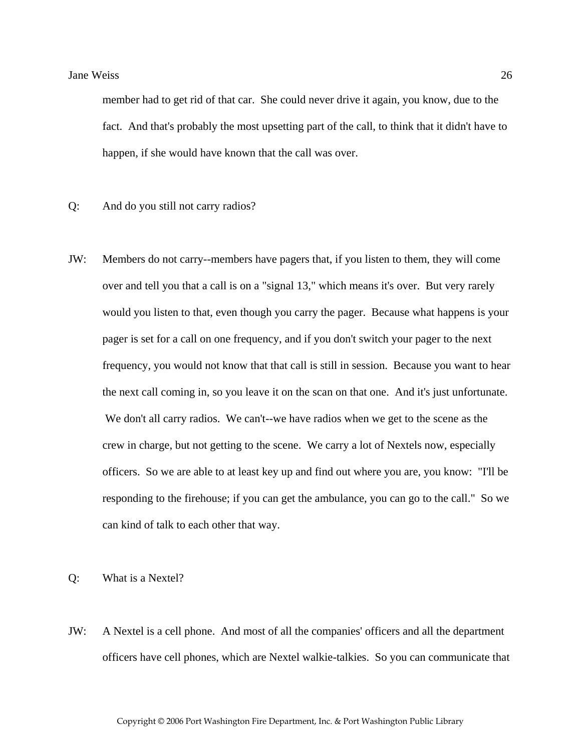member had to get rid of that car. She could never drive it again, you know, due to the fact. And that's probably the most upsetting part of the call, to think that it didn't have to happen, if she would have known that the call was over.

Q: And do you still not carry radios?

JW: Members do not carry--members have pagers that, if you listen to them, they will come over and tell you that a call is on a "signal 13," which means it's over. But very rarely would you listen to that, even though you carry the pager. Because what happens is your pager is set for a call on one frequency, and if you don't switch your pager to the next frequency, you would not know that that call is still in session. Because you want to hear the next call coming in, so you leave it on the scan on that one. And it's just unfortunate. We don't all carry radios. We can't--we have radios when we get to the scene as the crew in charge, but not getting to the scene. We carry a lot of Nextels now, especially officers. So we are able to at least key up and find out where you are, you know: "I'll be responding to the firehouse; if you can get the ambulance, you can go to the call." So we can kind of talk to each other that way.

Q: What is a Nextel?

JW: A Nextel is a cell phone. And most of all the companies' officers and all the department officers have cell phones, which are Nextel walkie-talkies. So you can communicate that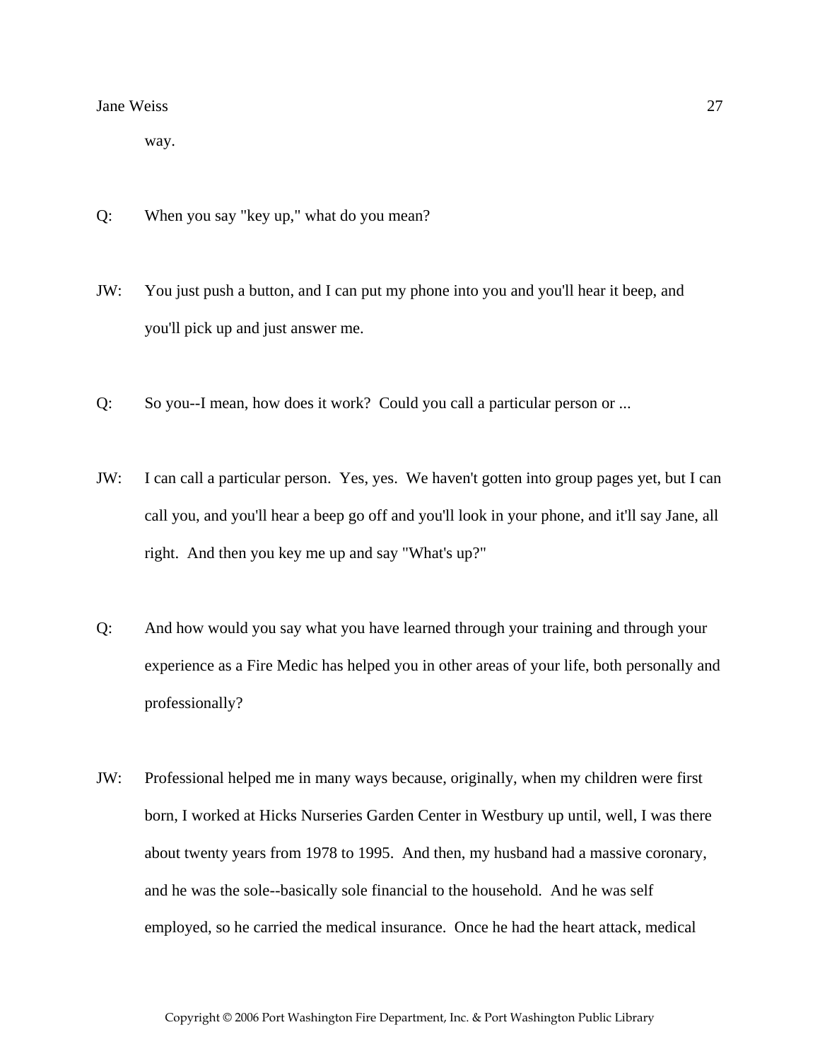way.

Q: When you say "key up," what do you mean?

JW: You just push a button, and I can put my phone into you and you'll hear it beep, and you'll pick up and just answer me.

Q: So you--I mean, how does it work? Could you call a particular person or ...

JW: I can call a particular person. Yes, yes. We haven't gotten into group pages yet, but I can call you, and you'll hear a beep go off and you'll look in your phone, and it'll say Jane, all right. And then you key me up and say "What's up?"

Q: And how would you say what you have learned through your training and through your experience as a Fire Medic has helped you in other areas of your life, both personally and professionally?

JW: Professional helped me in many ways because, originally, when my children were first born, I worked at Hicks Nurseries Garden Center in Westbury up until, well, I was there about twenty years from 1978 to 1995. And then, my husband had a massive coronary, and he was the sole--basically sole financial to the household. And he was self employed, so he carried the medical insurance. Once he had the heart attack, medical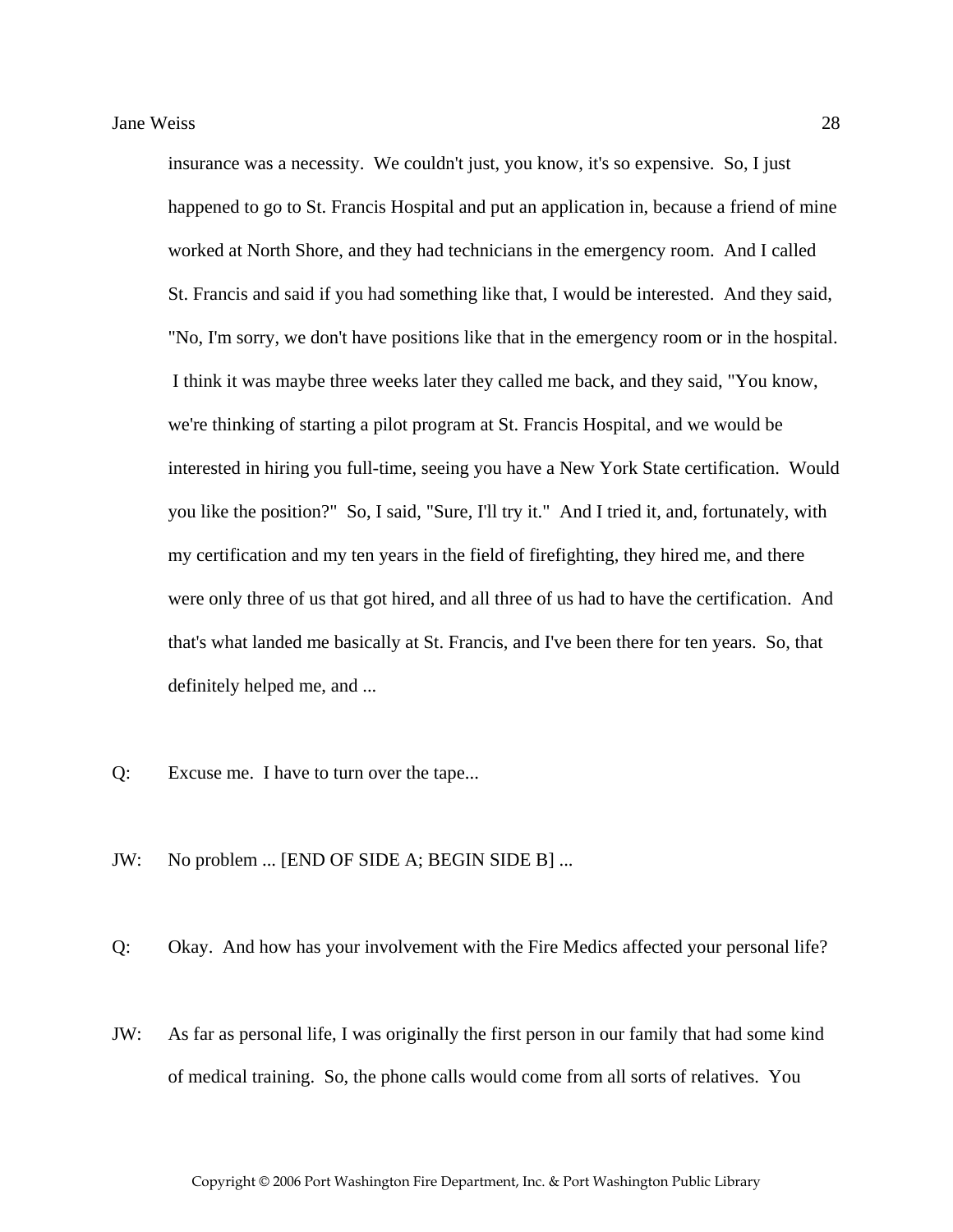insurance was a necessity. We couldn't just, you know, it's so expensive. So, I just happened to go to St. Francis Hospital and put an application in, because a friend of mine worked at North Shore, and they had technicians in the emergency room. And I called St. Francis and said if you had something like that, I would be interested. And they said, "No, I'm sorry, we don't have positions like that in the emergency room or in the hospital. I think it was maybe three weeks later they called me back, and they said, "You know, we're thinking of starting a pilot program at St. Francis Hospital, and we would be interested in hiring you full-time, seeing you have a New York State certification. Would you like the position?" So, I said, "Sure, I'll try it." And I tried it, and, fortunately, with my certification and my ten years in the field of firefighting, they hired me, and there were only three of us that got hired, and all three of us had to have the certification. And that's what landed me basically at St. Francis, and I've been there for ten years. So, that definitely helped me, and ...

Q: Excuse me. I have to turn over the tape...

JW: No problem ... [END OF SIDE A; BEGIN SIDE B] ...

Q: Okay. And how has your involvement with the Fire Medics affected your personal life?

JW: As far as personal life, I was originally the first person in our family that had some kind of medical training. So, the phone calls would come from all sorts of relatives. You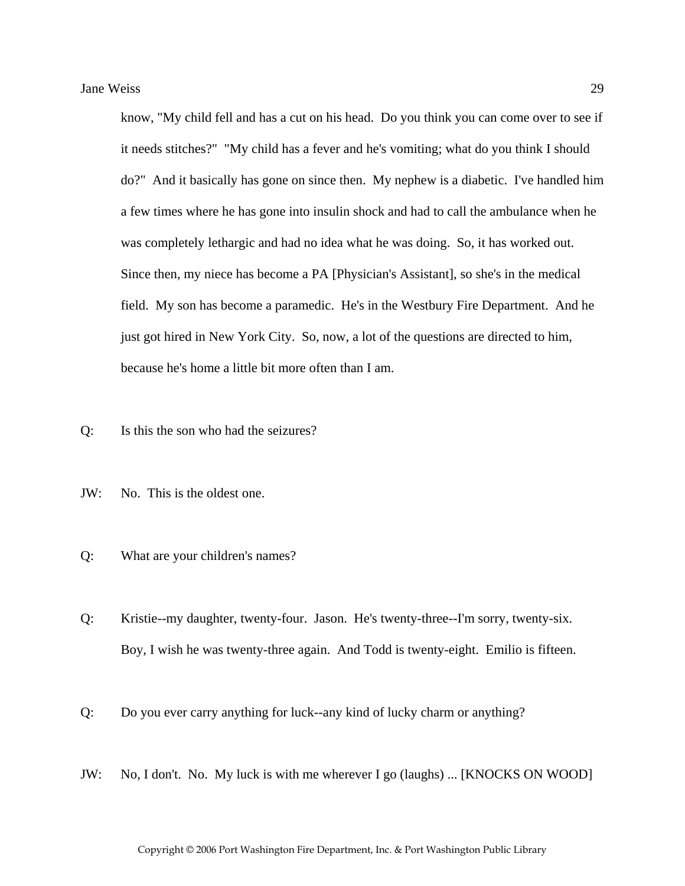know, "My child fell and has a cut on his head. Do you think you can come over to see if it needs stitches?" "My child has a fever and he's vomiting; what do you think I should do?" And it basically has gone on since then. My nephew is a diabetic. I've handled him a few times where he has gone into insulin shock and had to call the ambulance when he was completely lethargic and had no idea what he was doing. So, it has worked out. Since then, my niece has become a PA [Physician's Assistant], so she's in the medical field. My son has become a paramedic. He's in the Westbury Fire Department. And he just got hired in New York City. So, now, a lot of the questions are directed to him, because he's home a little bit more often than I am.

Q: Is this the son who had the seizures?

JW: No. This is the oldest one.

Q: What are your children's names?

Q: Kristie--my daughter, twenty-four. Jason. He's twenty-three--I'm sorry, twenty-six. Boy, I wish he was twenty-three again. And Todd is twenty-eight. Emilio is fifteen.

Q: Do you ever carry anything for luck--any kind of lucky charm or anything?

JW: No, I don't. No. My luck is with me wherever I go (laughs) ... [KNOCKS ON WOOD]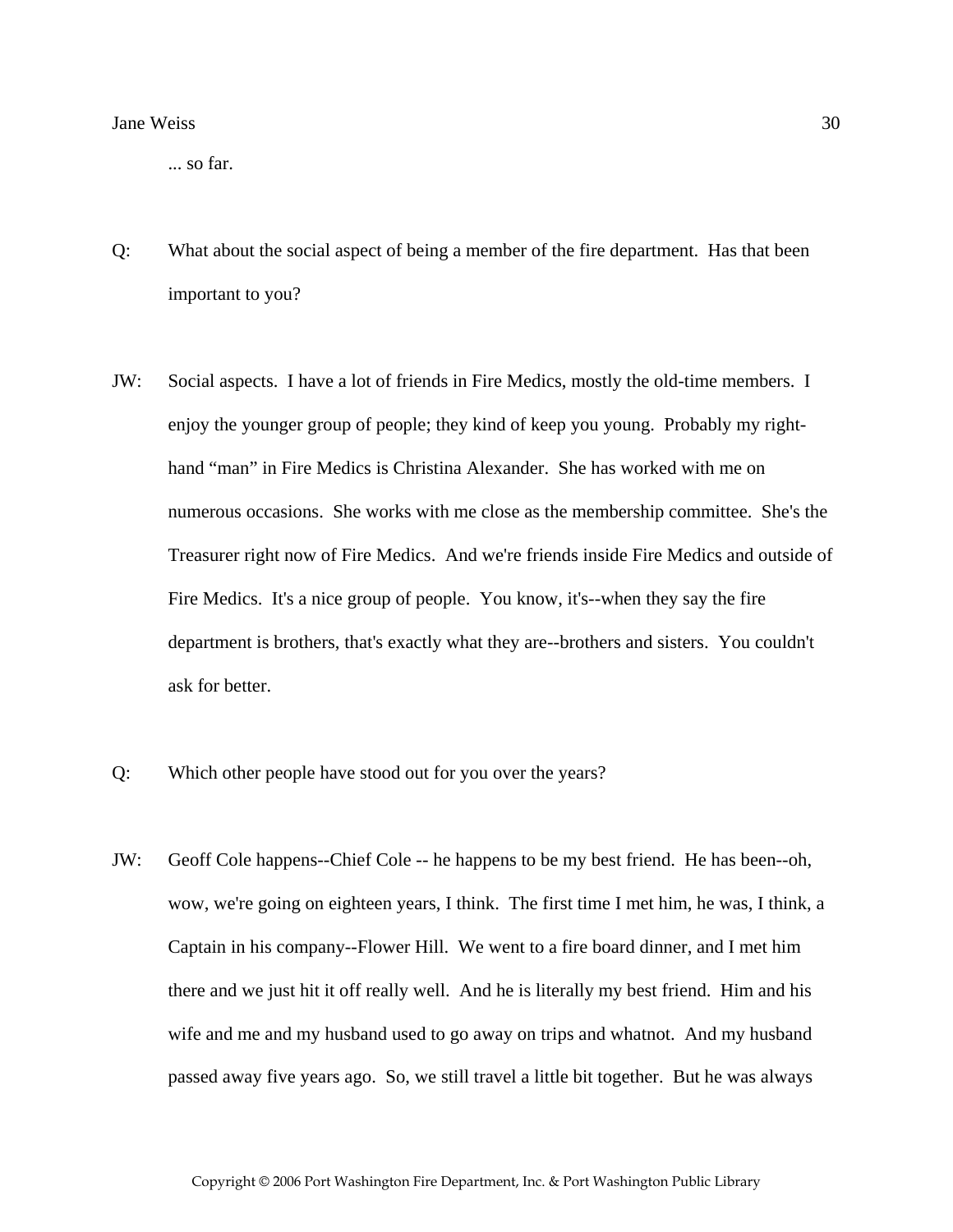... so far.

Q: What about the social aspect of being a member of the fire department. Has that been important to you?

JW: Social aspects. I have a lot of friends in Fire Medics, mostly the old-time members. I enjoy the younger group of people; they kind of keep you young. Probably my right-hand “man” in Fire Medics is Christina Alexander. She has worked with me on numerous occasions. She works with me close as the membership committee. She's the Treasurer right now of Fire Medics. And we're friends inside Fire Medics and outside of Fire Medics. It's a nice group of people. You know, it's--when they say the fire department is brothers, that's exactly what they are--brothers and sisters. You couldn't ask for better.

Q: Which other people have stood out for you over the years?

JW: Geoff Cole happens--Chief Cole -- he happens to be my best friend. He has been--oh, wow, we're going on eighteen years, I think. The first time I met him, he was, I think, a Captain in his company--Flower Hill. We went to a fire board dinner, and I met him there and we just hit it off really well. And he is literally my best friend. Him and his wife and me and my husband used to go away on trips and whatnot. And my husband passed away five years ago. So, we still travel a little bit together. But he was always

Copyright © 2006 Port Washington Fire Department, Inc. & Port Washington Public Library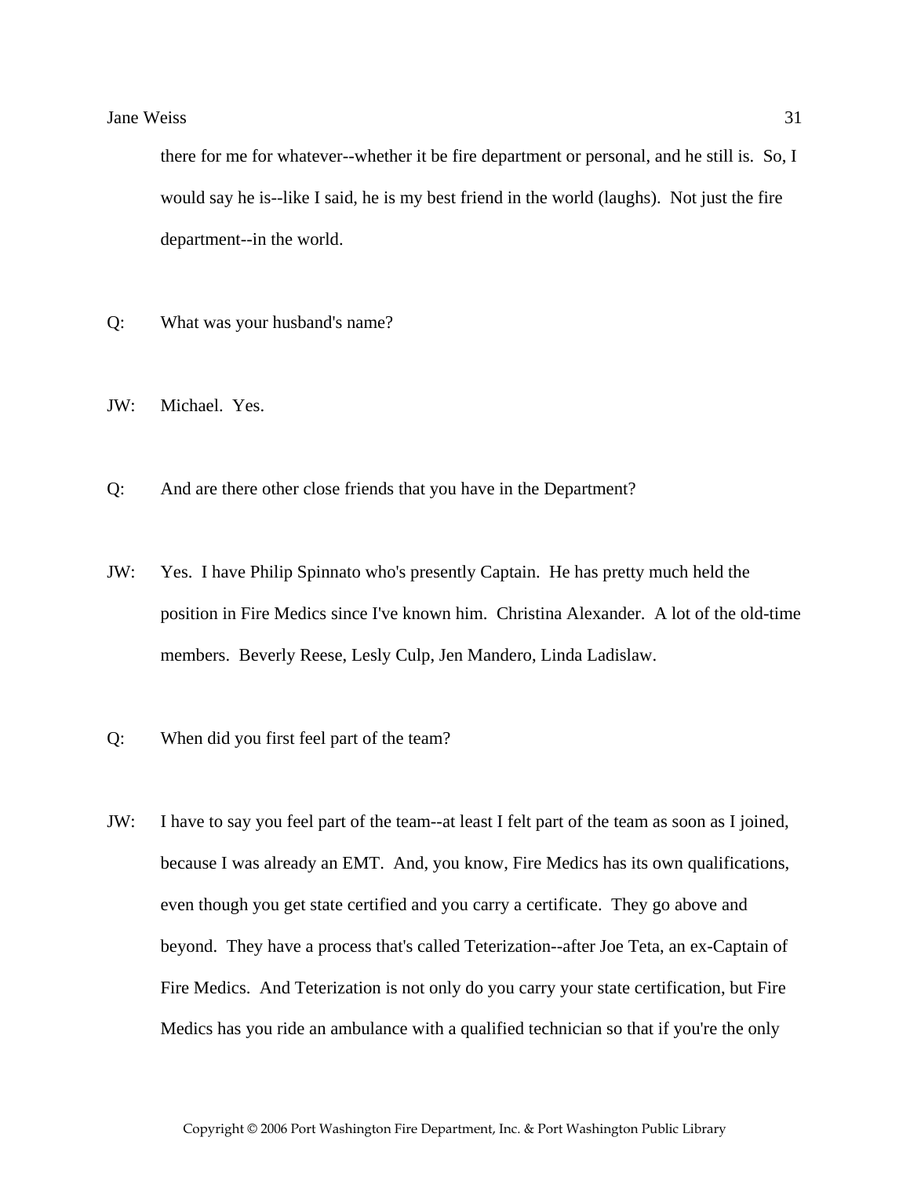there for me for whatever--whether it be fire department or personal, and he still is. So, I would say he is--like I said, he is my best friend in the world (laughs). Not just the fire department--in the world.

Q: What was your husband's name?

JW: Michael. Yes.

Q: And are there other close friends that you have in the Department?

JW: Yes. I have Philip Spinnato who's presently Captain. He has pretty much held the position in Fire Medics since I've known him. Christina Alexander. A lot of the old-time members. Beverly Reese, Lesly Culp, Jen Mandero, Linda Ladislaw.

Q: When did you first feel part of the team?

JW: I have to say you feel part of the team--at least I felt part of the team as soon as I joined, because I was already an EMT. And, you know, Fire Medics has its own qualifications, even though you get state certified and you carry a certificate. They go above and beyond. They have a process that's called Teterization--after Joe Teta, an ex-Captain of Fire Medics. And Teterization is not only do you carry your state certification, but Fire Medics has you ride an ambulance with a qualified technician so that if you're the only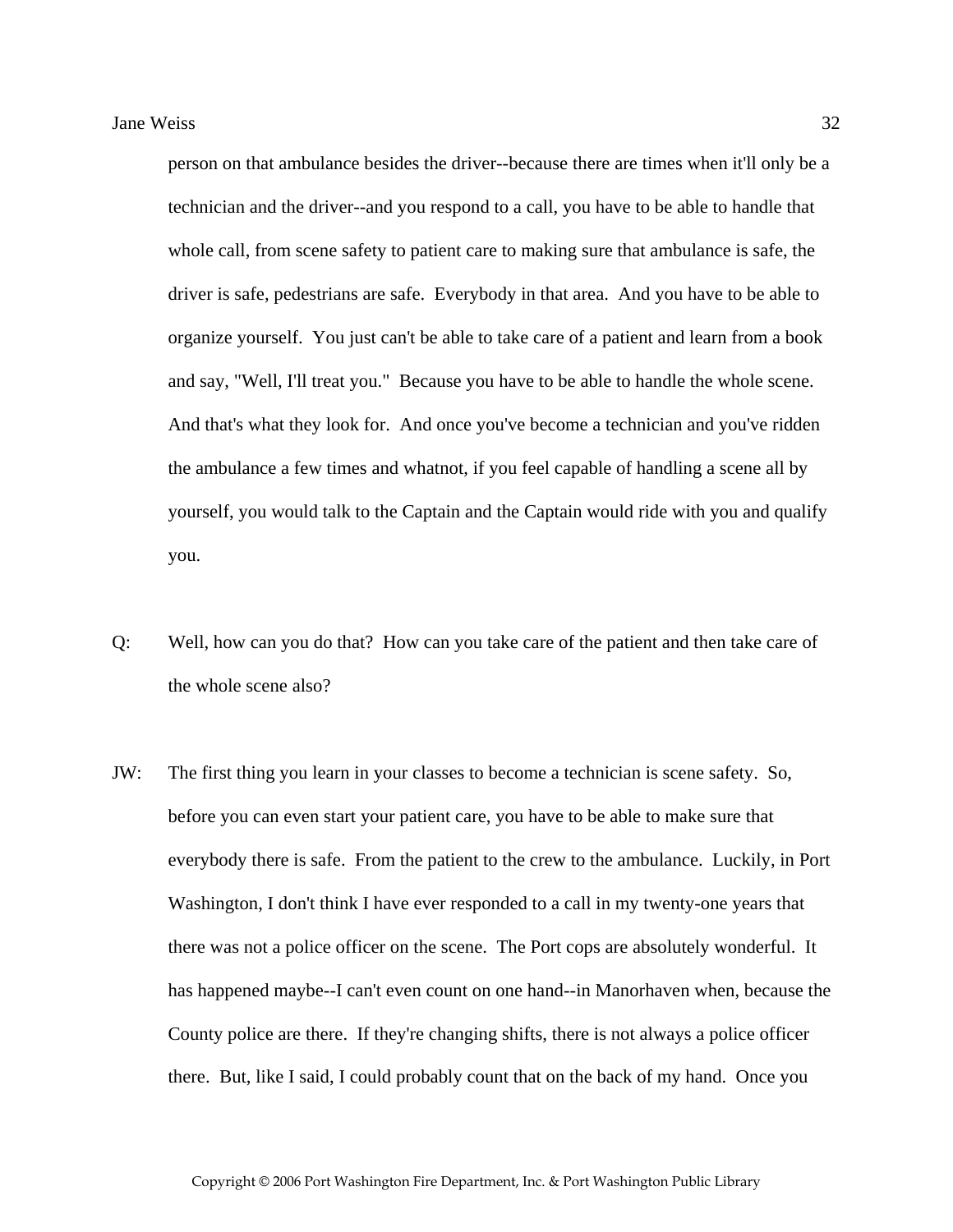person on that ambulance besides the driver--because there are times when it'll only be a technician and the driver--and you respond to a call, you have to be able to handle that whole call, from scene safety to patient care to making sure that ambulance is safe, the driver is safe, pedestrians are safe. Everybody in that area. And you have to be able to organize yourself. You just can't be able to take care of a patient and learn from a book and say, "Well, I'll treat you." Because you have to be able to handle the whole scene. And that's what they look for. And once you've become a technician and you've ridden the ambulance a few times and whatnot, if you feel capable of handling a scene all by yourself, you would talk to the Captain and the Captain would ride with you and qualify you.

Q: Well, how can you do that? How can you take care of the patient and then take care of the whole scene also?

JW: The first thing you learn in your classes to become a technician is scene safety. So, before you can even start your patient care, you have to be able to make sure that everybody there is safe. From the patient to the crew to the ambulance. Luckily, in Port Washington, I don't think I have ever responded to a call in my twenty-one years that there was not a police officer on the scene. The Port cops are absolutely wonderful. It has happened maybe--I can't even count on one hand--in Manorhaven when, because the County police are there. If they're changing shifts, there is not always a police officer there. But, like I said, I could probably count that on the back of my hand. Once you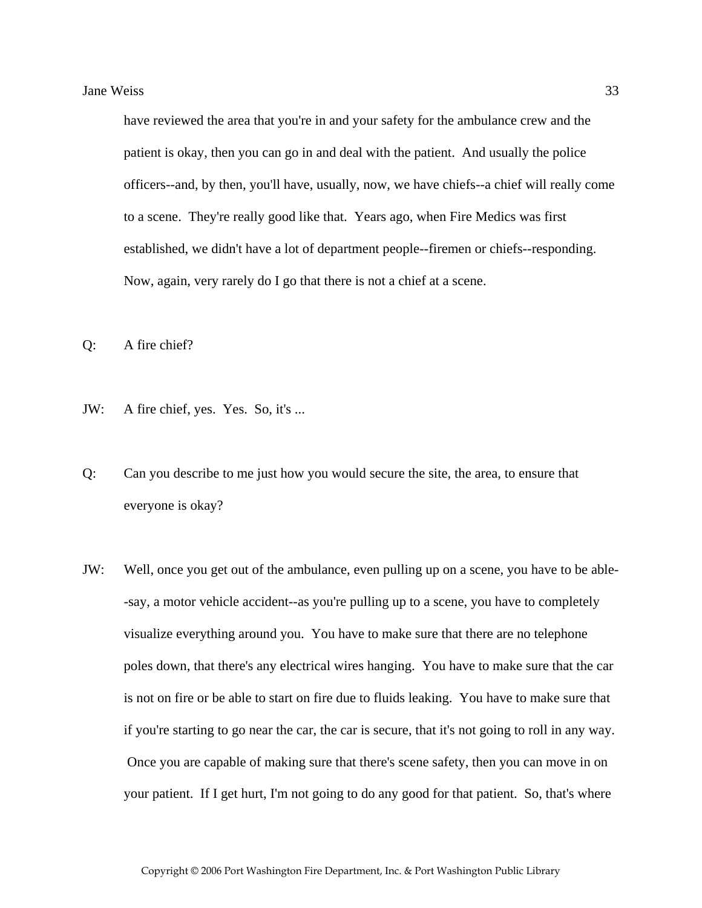have reviewed the area that you're in and your safety for the ambulance crew and the patient is okay, then you can go in and deal with the patient. And usually the police officers--and, by then, you'll have, usually, now, we have chiefs--a chief will really come to a scene. They're really good like that. Years ago, when Fire Medics was first established, we didn't have a lot of department people--firemen or chiefs--responding. Now, again, very rarely do I go that there is not a chief at a scene.

Q: A fire chief?

JW: A fire chief, yes. Yes. So, it's ...

Q: Can you describe to me just how you would secure the site, the area, to ensure that everyone is okay?

JW: Well, once you get out of the ambulance, even pulling up on a scene, you have to be able--say, a motor vehicle accident--as you're pulling up to a scene, you have to completely visualize everything around you. You have to make sure that there are no telephone poles down, that there's any electrical wires hanging. You have to make sure that the car is not on fire or be able to start on fire due to fluids leaking. You have to make sure that if you're starting to go near the car, the car is secure, that it's not going to roll in any way. Once you are capable of making sure that there's scene safety, then you can move in on your patient. If I get hurt, I'm not going to do any good for that patient. So, that's where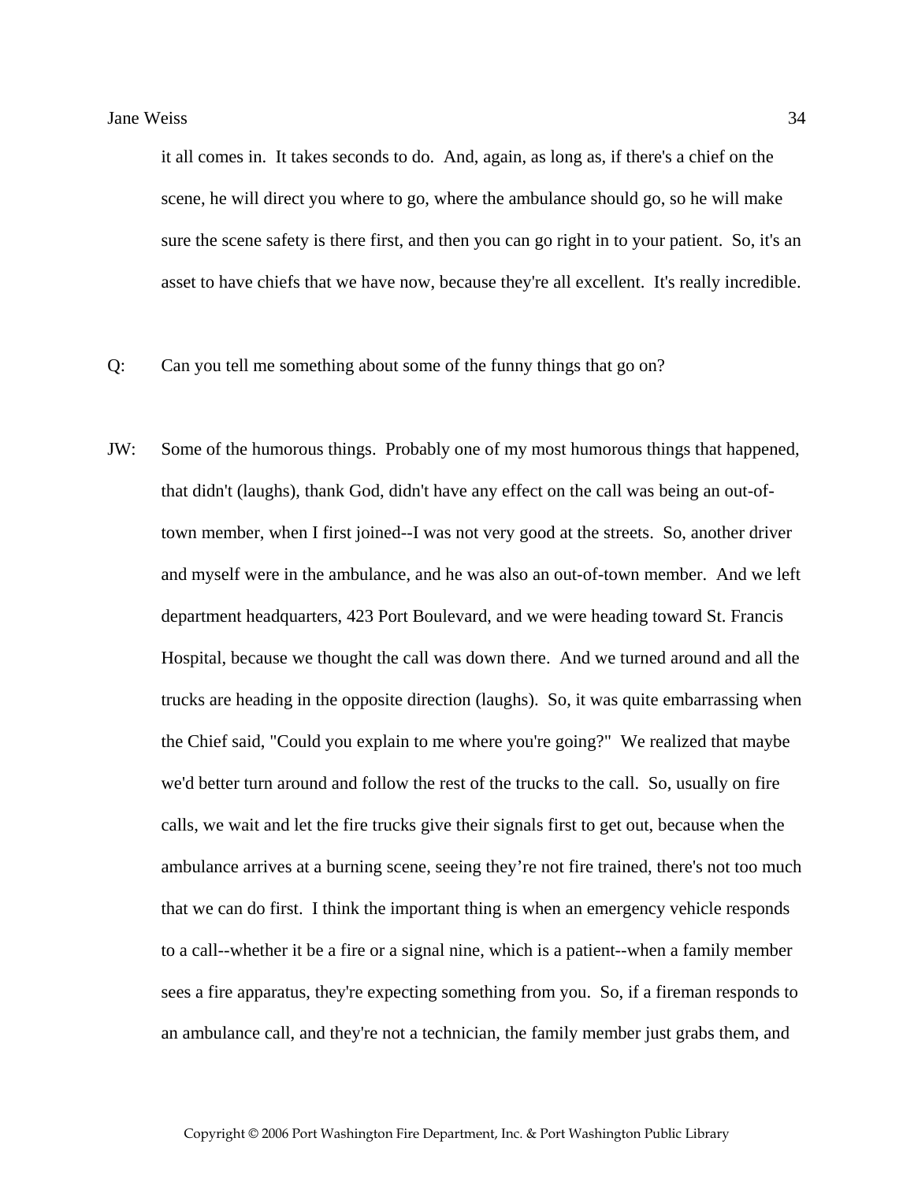it all comes in. It takes seconds to do. And, again, as long as, if there's a chief on the scene, he will direct you where to go, where the ambulance should go, so he will make sure the scene safety is there first, and then you can go right in to your patient. So, it's an asset to have chiefs that we have now, because they're all excellent. It's really incredible.

Q: Can you tell me something about some of the funny things that go on?

JW: Some of the humorous things. Probably one of my most humorous things that happened, that didn't (laughs), thank God, didn't have any effect on the call was being an out-of-town member, when I first joined--I was not very good at the streets. So, another driver and myself were in the ambulance, and he was also an out-of-town member. And we left department headquarters, 423 Port Boulevard, and we were heading toward St. Francis Hospital, because we thought the call was down there. And we turned around and all the trucks are heading in the opposite direction (laughs). So, it was quite embarrassing when the Chief said, "Could you explain to me where you're going?" We realized that maybe we'd better turn around and follow the rest of the trucks to the call. So, usually on fire calls, we wait and let the fire trucks give their signals first to get out, because when the ambulance arrives at a burning scene, seeing they're not fire trained, there's not too much that we can do first. I think the important thing is when an emergency vehicle responds to a call--whether it be a fire or a signal nine, which is a patient--when a family member sees a fire apparatus, they're expecting something from you. So, if a fireman responds to an ambulance call, and they're not a technician, the family member just grabs them, and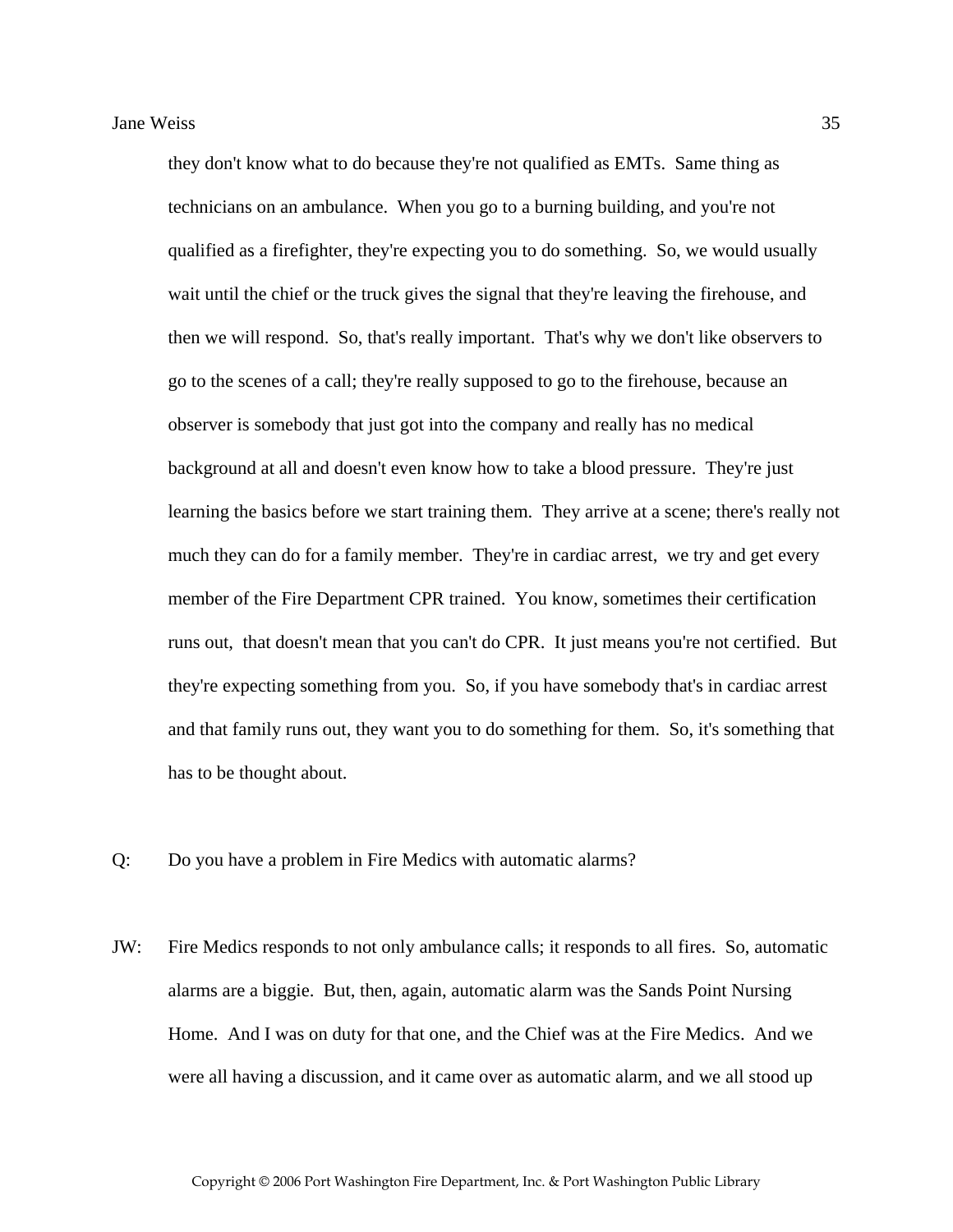they don't know what to do because they're not qualified as EMTs. Same thing as technicians on an ambulance. When you go to a burning building, and you're not qualified as a firefighter, they're expecting you to do something. So, we would usually wait until the chief or the truck gives the signal that they're leaving the firehouse, and then we will respond. So, that's really important. That's why we don't like observers to go to the scenes of a call; they're really supposed to go to the firehouse, because an observer is somebody that just got into the company and really has no medical background at all and doesn't even know how to take a blood pressure. They're just learning the basics before we start training them. They arrive at a scene; there's really not much they can do for a family member. They're in cardiac arrest, we try and get every member of the Fire Department CPR trained. You know, sometimes their certification runs out, that doesn't mean that you can't do CPR. It just means you're not certified. But they're expecting something from you. So, if you have somebody that's in cardiac arrest and that family runs out, they want you to do something for them. So, it's something that has to be thought about.

Q: Do you have a problem in Fire Medics with automatic alarms?

JW: Fire Medics responds to not only ambulance calls; it responds to all fires. So, automatic alarms are a biggie. But, then, again, automatic alarm was the Sands Point Nursing Home. And I was on duty for that one, and the Chief was at the Fire Medics. And we were all having a discussion, and it came over as automatic alarm, and we all stood up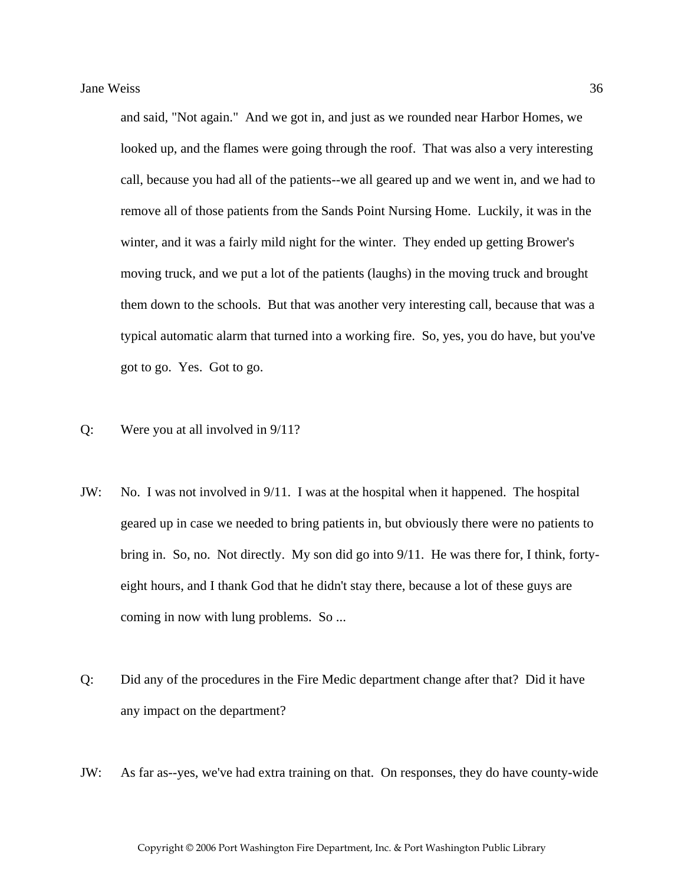and said, "Not again." And we got in, and just as we rounded near Harbor Homes, we looked up, and the flames were going through the roof. That was also a very interesting call, because you had all of the patients--we all geared up and we went in, and we had to remove all of those patients from the Sands Point Nursing Home. Luckily, it was in the winter, and it was a fairly mild night for the winter. They ended up getting Brower's moving truck, and we put a lot of the patients (laughs) in the moving truck and brought them down to the schools. But that was another very interesting call, because that was a typical automatic alarm that turned into a working fire. So, yes, you do have, but you've got to go. Yes. Got to go.

Q: Were you at all involved in 9/11?

JW: No. I was not involved in 9/11. I was at the hospital when it happened. The hospital geared up in case we needed to bring patients in, but obviously there were no patients to bring in. So, no. Not directly. My son did go into 9/11. He was there for, I think, forty-eight hours, and I thank God that he didn't stay there, because a lot of these guys are coming in now with lung problems. So ...

Q: Did any of the procedures in the Fire Medic department change after that? Did it have any impact on the department?

JW: As far as--yes, we've had extra training on that. On responses, they do have county-wide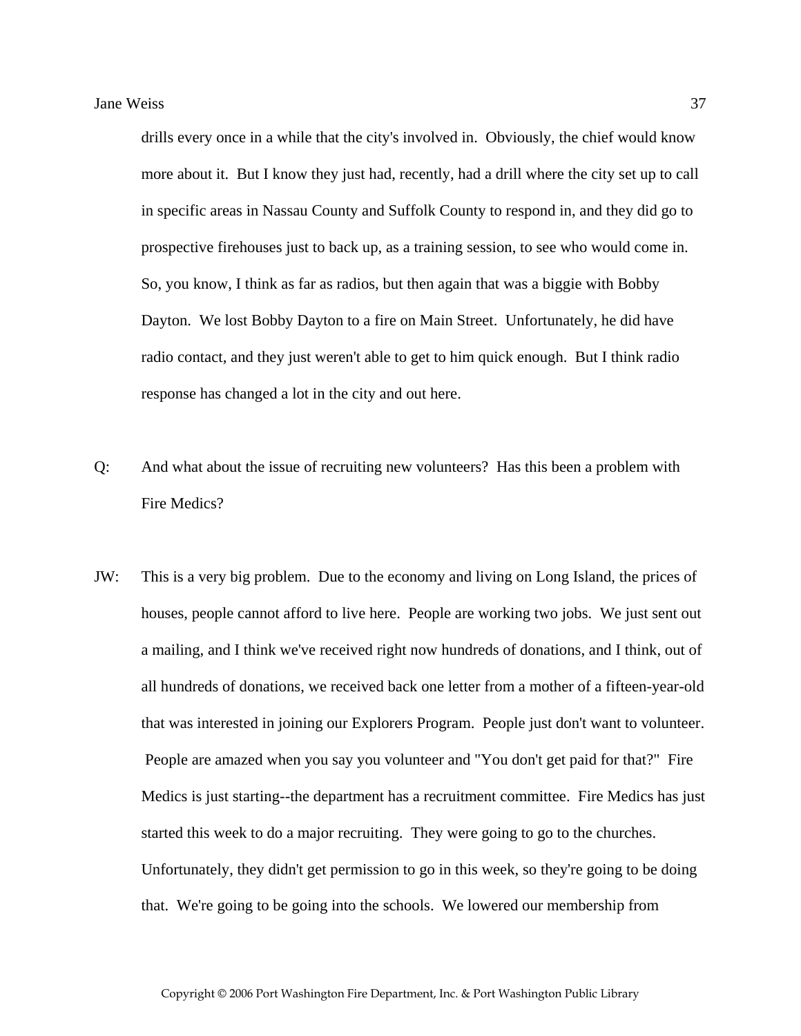drills every once in a while that the city's involved in. Obviously, the chief would know more about it. But I know they just had, recently, had a drill where the city set up to call in specific areas in Nassau County and Suffolk County to respond in, and they did go to prospective firehouses just to back up, as a training session, to see who would come in. So, you know, I think as far as radios, but then again that was a biggie with Bobby Dayton. We lost Bobby Dayton to a fire on Main Street. Unfortunately, he did have radio contact, and they just weren't able to get to him quick enough. But I think radio response has changed a lot in the city and out here.

Q: And what about the issue of recruiting new volunteers? Has this been a problem with Fire Medics?

JW: This is a very big problem. Due to the economy and living on Long Island, the prices of houses, people cannot afford to live here. People are working two jobs. We just sent out a mailing, and I think we've received right now hundreds of donations, and I think, out of all hundreds of donations, we received back one letter from a mother of a fifteen-year-old that was interested in joining our Explorers Program. People just don't want to volunteer. People are amazed when you say you volunteer and "You don't get paid for that?" Fire Medics is just starting--the department has a recruitment committee. Fire Medics has just started this week to do a major recruiting. They were going to go to the churches. Unfortunately, they didn't get permission to go in this week, so they're going to be doing that. We're going to be going into the schools. We lowered our membership from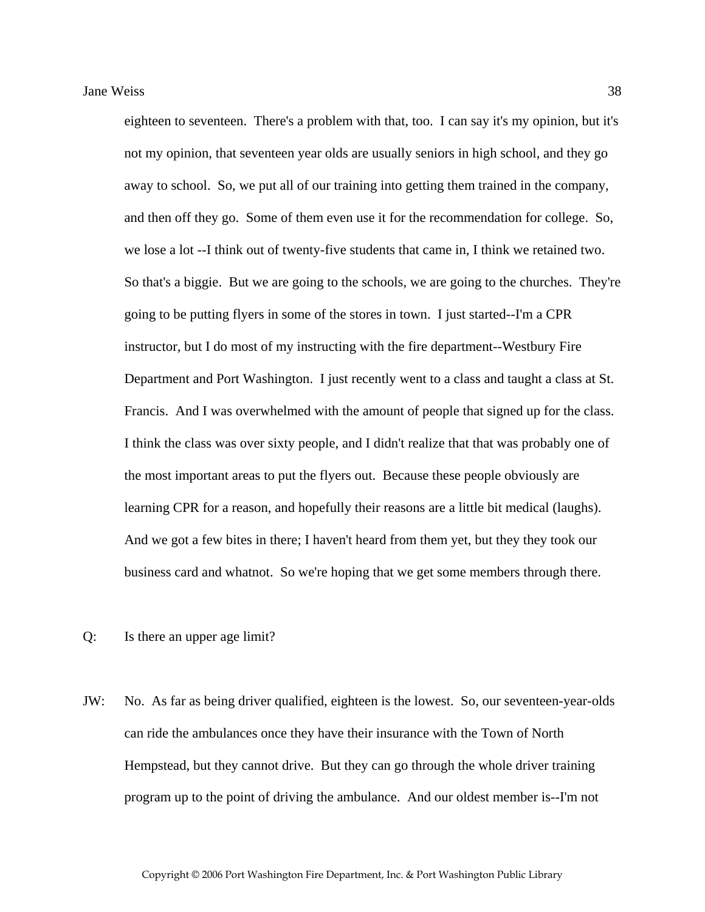eighteen to seventeen. There's a problem with that, too. I can say it's my opinion, but it's not my opinion, that seventeen year olds are usually seniors in high school, and they go away to school. So, we put all of our training into getting them trained in the company, and then off they go. Some of them even use it for the recommendation for college. So, we lose a lot --I think out of twenty-five students that came in, I think we retained two. So that's a biggie. But we are going to the schools, we are going to the churches. They're going to be putting flyers in some of the stores in town. I just started--I'm a CPR instructor, but I do most of my instructing with the fire department--Westbury Fire Department and Port Washington. I just recently went to a class and taught a class at St. Francis. And I was overwhelmed with the amount of people that signed up for the class. I think the class was over sixty people, and I didn't realize that that was probably one of the most important areas to put the flyers out. Because these people obviously are learning CPR for a reason, and hopefully their reasons are a little bit medical (laughs). And we got a few bites in there; I haven't heard from them yet, but they they took our business card and whatnot. So we're hoping that we get some members through there.

Q: Is there an upper age limit?

JW: No. As far as being driver qualified, eighteen is the lowest. So, our seventeen-year-olds can ride the ambulances once they have their insurance with the Town of North Hempstead, but they cannot drive. But they can go through the whole driver training program up to the point of driving the ambulance. And our oldest member is--I'm not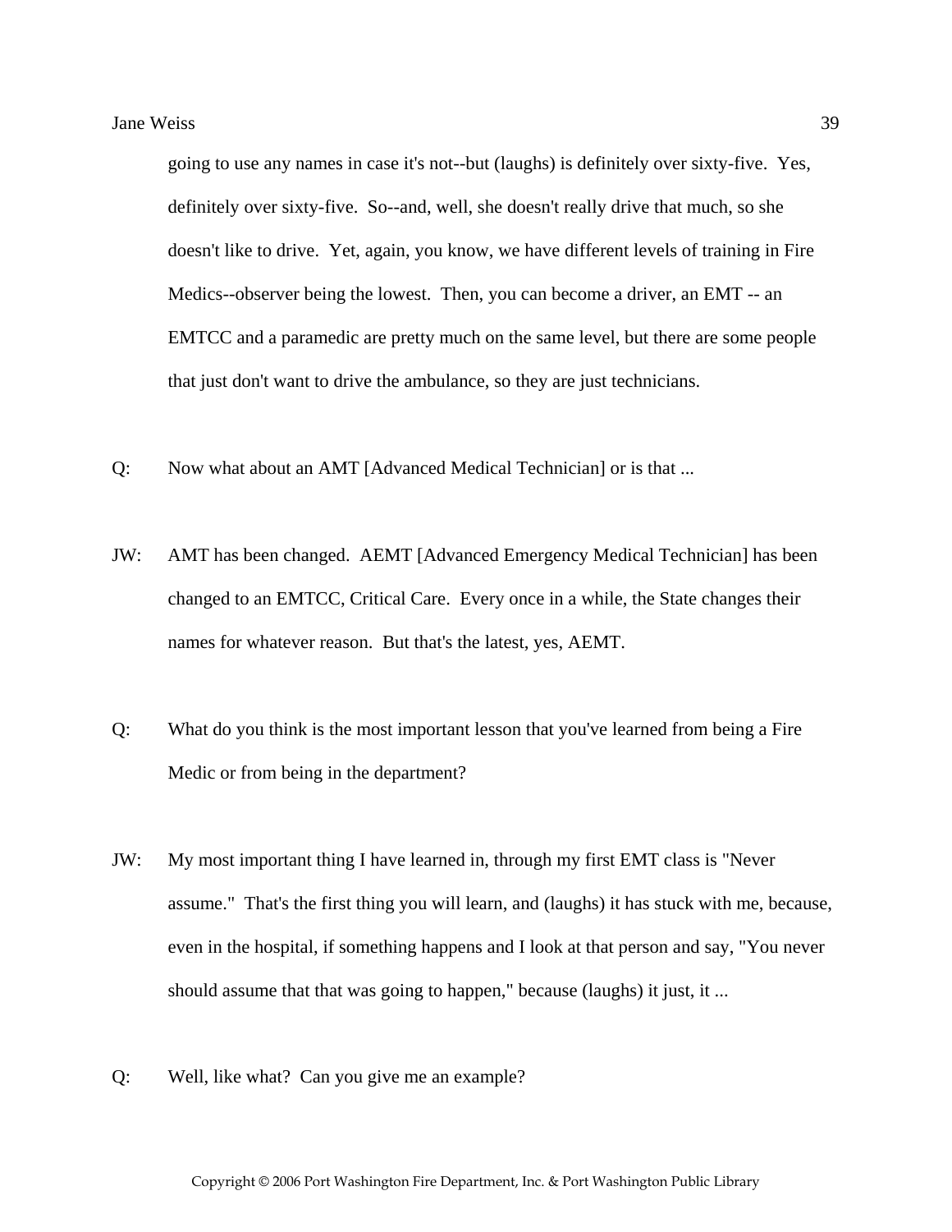going to use any names in case it's not--but (laughs) is definitely over sixty-five. Yes, definitely over sixty-five. So--and, well, she doesn't really drive that much, so she doesn't like to drive. Yet, again, you know, we have different levels of training in Fire Medics--observer being the lowest. Then, you can become a driver, an EMT -- an EMTCC and a paramedic are pretty much on the same level, but there are some people that just don't want to drive the ambulance, so they are just technicians.

Q: Now what about an AMT [Advanced Medical Technician] or is that ...

JW: AMT has been changed. AEMT [Advanced Emergency Medical Technician] has been changed to an EMTCC, Critical Care. Every once in a while, the State changes their names for whatever reason. But that's the latest, yes, AEMT.

Q: What do you think is the most important lesson that you've learned from being a Fire Medic or from being in the department?

JW: My most important thing I have learned in, through my first EMT class is "Never assume." That's the first thing you will learn, and (laughs) it has stuck with me, because, even in the hospital, if something happens and I look at that person and say, "You never should assume that that was going to happen," because (laughs) it just, it ...

Q: Well, like what? Can you give me an example?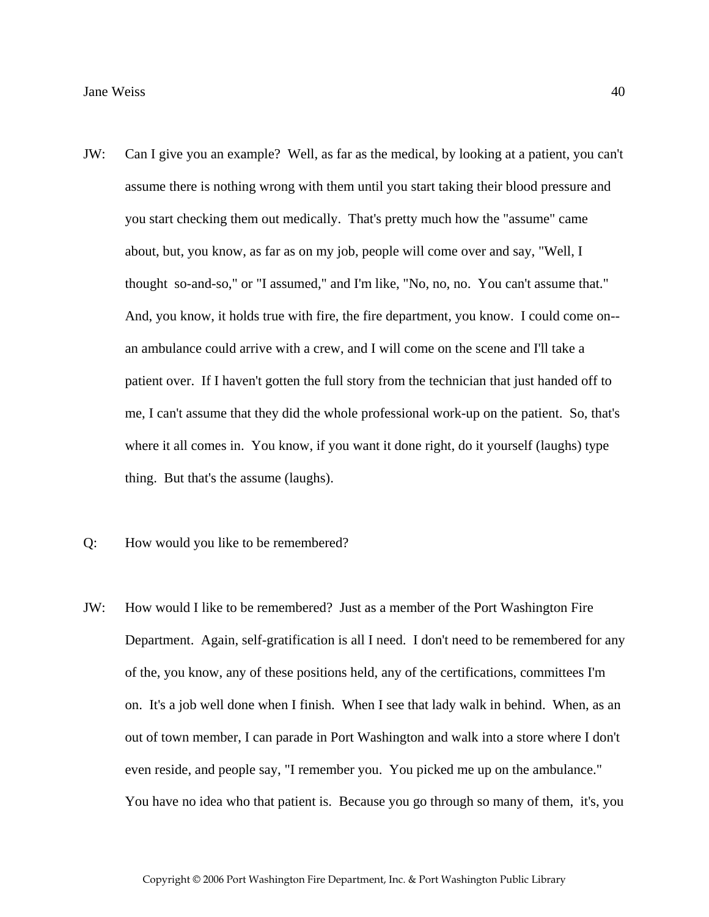JW: Can I give you an example? Well, as far as the medical, by looking at a patient, you can't assume there is nothing wrong with them until you start taking their blood pressure and you start checking them out medically. That's pretty much how the "assume" came about, but, you know, as far as on my job, people will come over and say, "Well, I thought so-and-so," or "I assumed," and I'm like, "No, no, no. You can't assume that." And, you know, it holds true with fire, the fire department, you know. I could come on--an ambulance could arrive with a crew, and I will come on the scene and I'll take a patient over. If I haven't gotten the full story from the technician that just handed off to me, I can't assume that they did the whole professional work-up on the patient. So, that's where it all comes in. You know, if you want it done right, do it yourself (laughs) type thing. But that's the assume (laughs).

Q: How would you like to be remembered?

JW: How would I like to be remembered? Just as a member of the Port Washington Fire Department. Again, self-gratification is all I need. I don't need to be remembered for any of the, you know, any of these positions held, any of the certifications, committees I'm on. It's a job well done when I finish. When I see that lady walk in behind. When, as an out of town member, I can parade in Port Washington and walk into a store where I don't even reside, and people say, "I remember you. You picked me up on the ambulance." You have no idea who that patient is. Because you go through so many of them, it's, you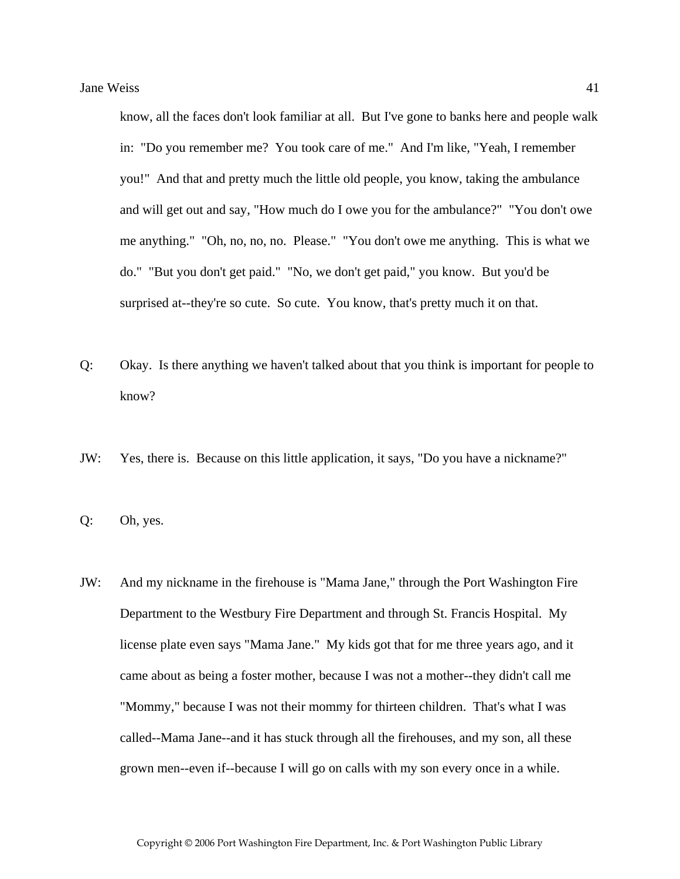know, all the faces don't look familiar at all. But I've gone to banks here and people walk in: "Do you remember me? You took care of me." And I'm like, "Yeah, I remember you!" And that and pretty much the little old people, you know, taking the ambulance and will get out and say, "How much do I owe you for the ambulance?" "You don't owe me anything." "Oh, no, no, no. Please." "You don't owe me anything. This is what we do." "But you don't get paid." "No, we don't get paid," you know. But you'd be surprised at--they're so cute. So cute. You know, that's pretty much it on that.

Q: Okay. Is there anything we haven't talked about that you think is important for people to know?

JW: Yes, there is. Because on this little application, it says, "Do you have a nickname?"

Q: Oh, yes.

JW: And my nickname in the firehouse is "Mama Jane," through the Port Washington Fire Department to the Westbury Fire Department and through St. Francis Hospital. My license plate even says "Mama Jane." My kids got that for me three years ago, and it came about as being a foster mother, because I was not a mother--they didn't call me "Mommy," because I was not their mommy for thirteen children. That's what I was called--Mama Jane--and it has stuck through all the firehouses, and my son, all these grown men--even if--because I will go on calls with my son every once in a while.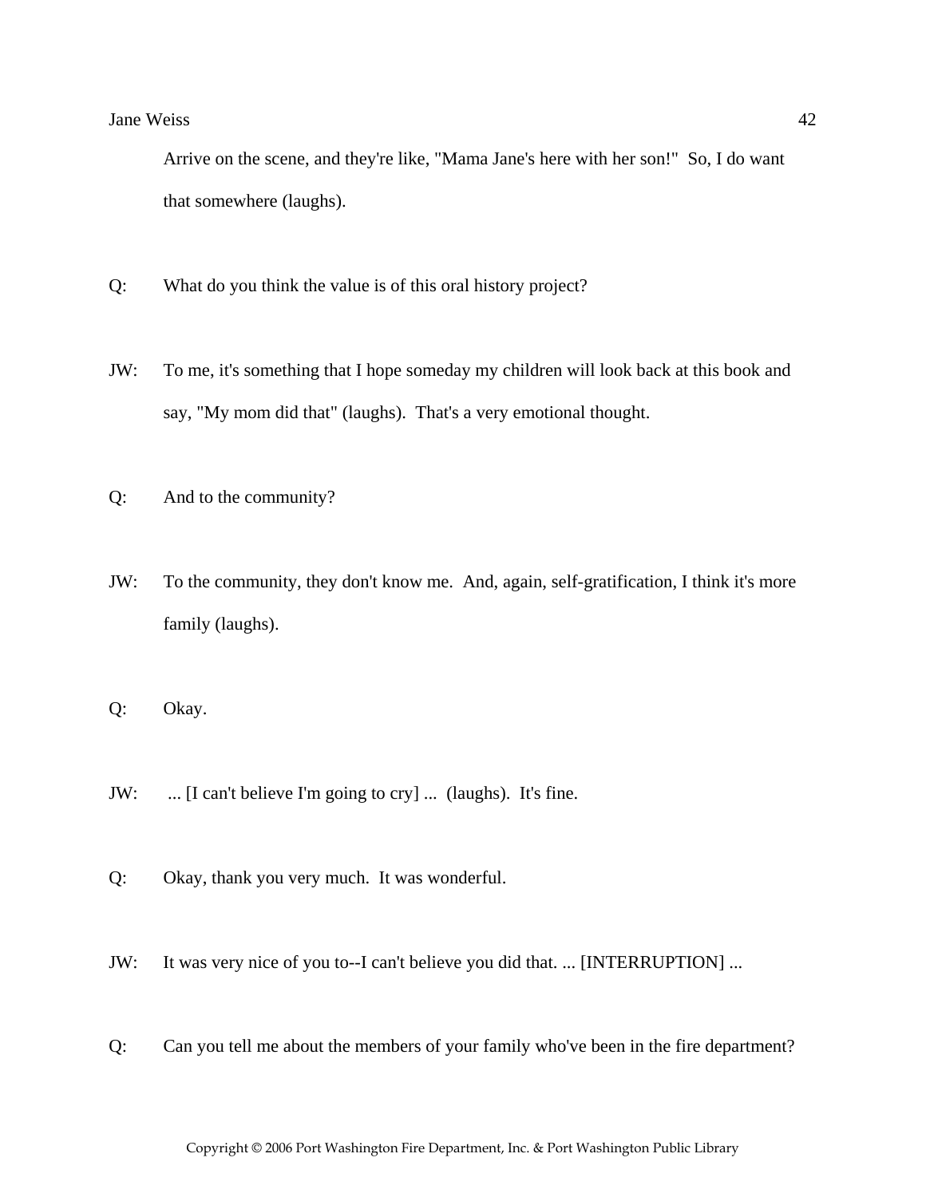Arrive on the scene, and they're like, "Mama Jane's here with her son!" So, I do want that somewhere (laughs).

Q: What do you think the value is of this oral history project?

JW: To me, it's something that I hope someday my children will look back at this book and say, "My mom did that" (laughs). That's a very emotional thought.

Q: And to the community?

JW: To the community, they don't know me. And, again, self-gratification, I think it's more family (laughs).

Q: Okay.

JW: ... [I can't believe I'm going to cry] ... (laughs). It's fine.

Q: Okay, thank you very much. It was wonderful.

JW: It was very nice of you to--I can't believe you did that. ... [INTERRUPTION] ...

Q: Can you tell me about the members of your family who've been in the fire department?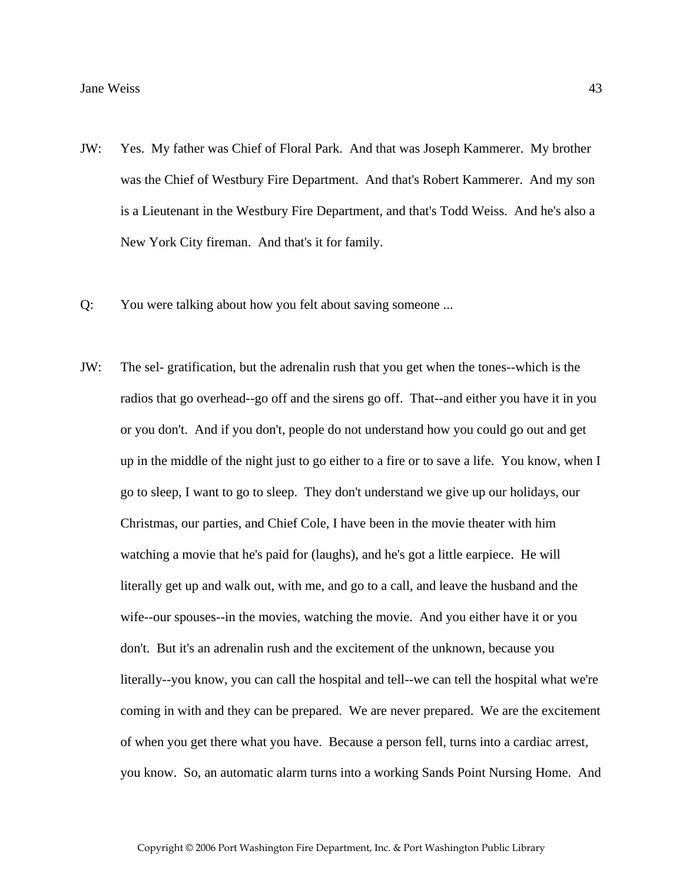JW: Yes. My father was Chief of Floral Park. And that was Joseph Kammerer. My brother was the Chief of Westbury Fire Department. And that's Robert Kammerer. And my son is a Lieutenant in the Westbury Fire Department, and that's Todd Weiss. And he's also a New York City fireman. And that's it for family.

Q: You were talking about how you felt about saving someone ...

JW: The sel- gratification, but the adrenalin rush that you get when the tones--which is the radios that go overhead--go off and the sirens go off. That--and either you have it in you or you don't. And if you don't, people do not understand how you could go out and get up in the middle of the night just to go either to a fire or to save a life. You know, when I go to sleep, I want to go to sleep. They don't understand we give up our holidays, our Christmas, our parties, and Chief Cole, I have been in the movie theater with him watching a movie that he's paid for (laughs), and he's got a little earpiece. He will literally get up and walk out, with me, and go to a call, and leave the husband and the wife--our spouses--in the movies, watching the movie. And you either have it or you don't. But it's an adrenalin rush and the excitement of the unknown, because you literally--you know, you can call the hospital and tell--we can tell the hospital what we're coming in with and they can be prepared. We are never prepared. We are the excitement of when you get there what you have. Because a person fell, turns into a cardiac arrest, you know. So, an automatic alarm turns into a working Sands Point Nursing Home. And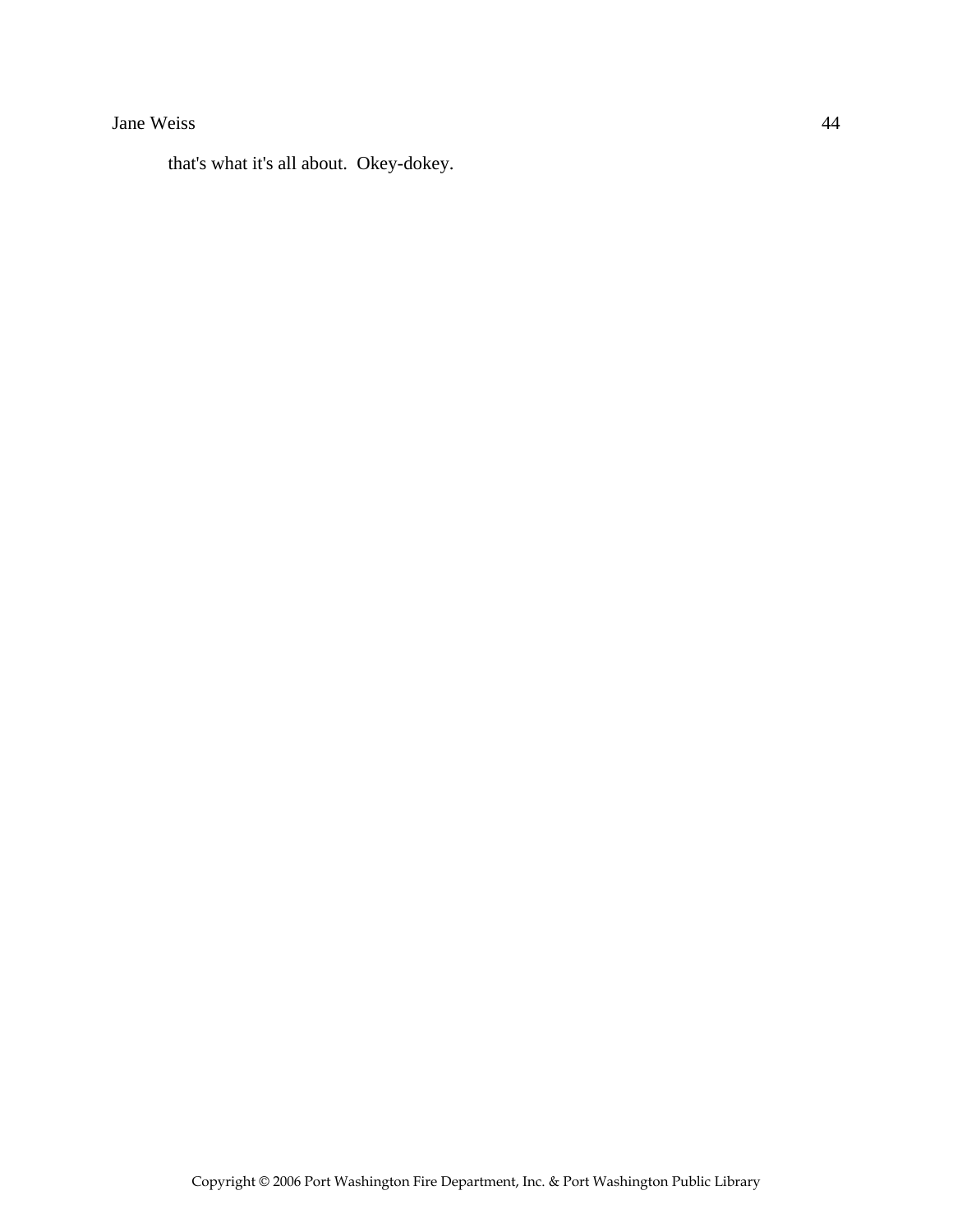that's what it's all about.  Okey-dokey.